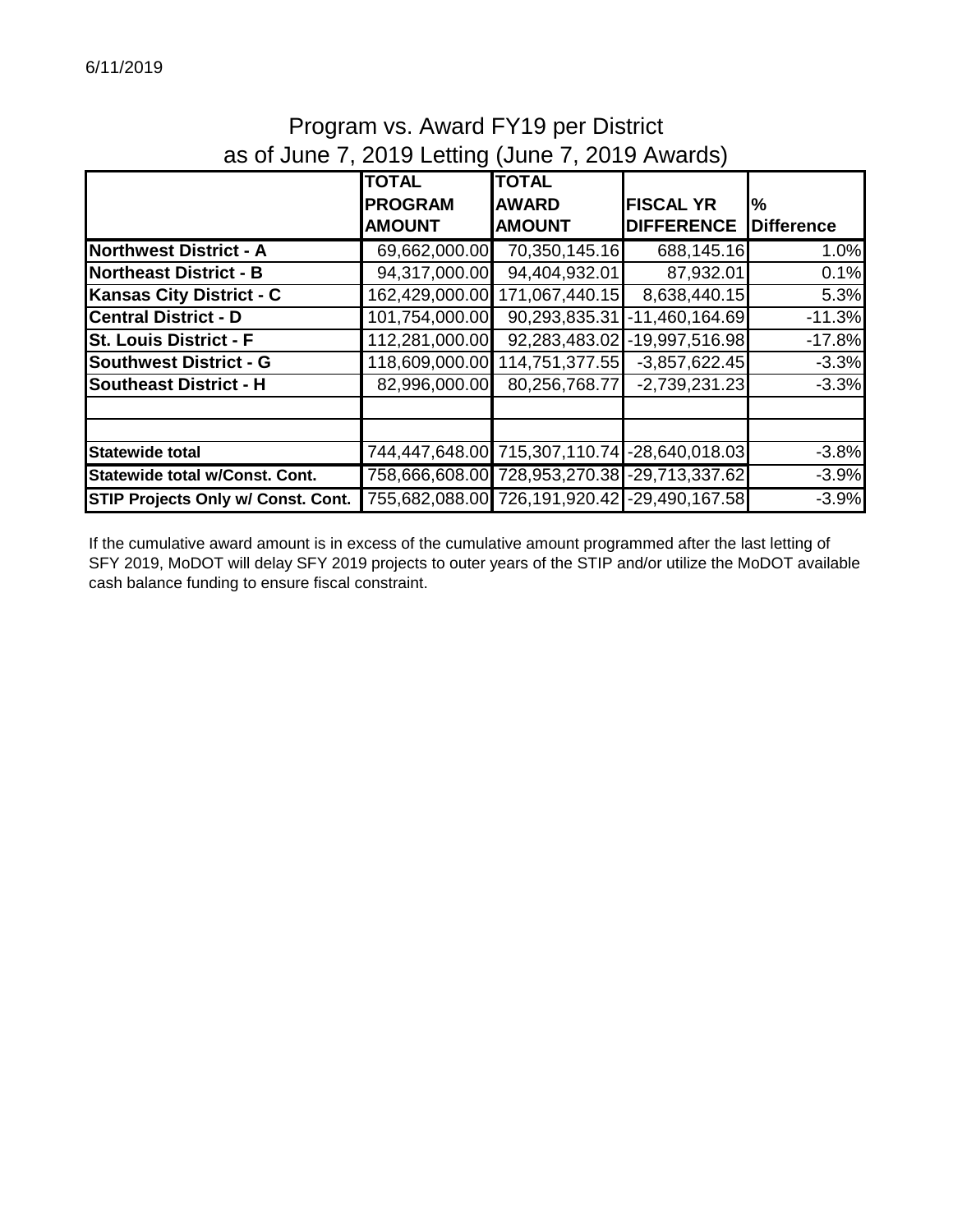6/11/2019

# Program vs. Award FY19 per District
## as of June 7, 2019 Letting (June 7, 2019 Awards)

| | TOTAL PROGRAM AMOUNT | TOTAL AWARD AMOUNT | FISCAL YR DIFFERENCE | % Difference |
|---|---|---|---|---|
| **Northwest District - A** | 69,662,000.00 | 70,350,145.16 | 688,145.16 | 1.0% |
| **Northeast District - B** | 94,317,000.00 | 94,404,932.01 | 87,932.01 | 0.1% |
| **Kansas City District - C** | 162,429,000.00 | 171,067,440.15 | 8,638,440.15 | 5.3% |
| **Central District - D** | 101,754,000.00 | 90,293,835.31 | -11,460,164.69 | -11.3% |
| **St. Louis District - F** | 112,281,000.00 | 92,283,483.02 | -19,997,516.98 | -17.8% |
| **Southwest District - G** | 118,609,000.00 | 114,751,377.55 | -3,857,622.45 | -3.3% |
| **Southeast District - H** | 82,996,000.00 | 80,256,768.77 | -2,739,231.23 | -3.3% |
| | | | | |
| | | | | |
| **Statewide total** | 744,447,648.00 | 715,307,110.74 | -28,640,018.03 | -3.8% |
| **Statewide total w/Const. Cont.** | 758,666,608.00 | 728,953,270.38 | -29,713,337.62 | -3.9% |
| **STIP Projects Only w/ Const. Cont.** | 755,682,088.00 | 726,191,920.42 | -29,490,167.58 | -3.9% |

If the cumulative award amount is in excess of the cumulative amount programmed after the last letting of SFY 2019, MoDOT will delay SFY 2019 projects to outer years of the STIP and/or utilize the MoDOT available cash balance funding to ensure fiscal constraint.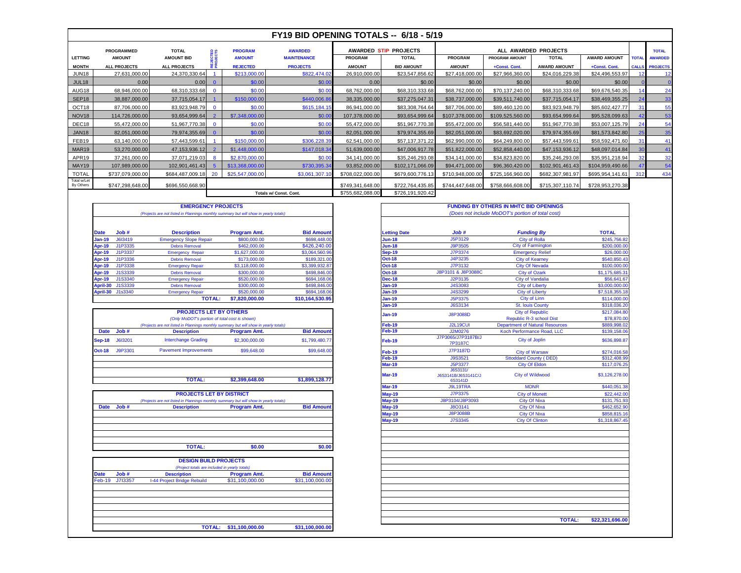# FY19 BID OPENING TOTALS -- 6/18 - 5/19

| LETTING MONTH | PROGRAMMED AMOUNT ALL PROJECTS | TOTAL AMOUNT BID ALL PROJECTS | REJECTED PROJECTS | PROGRAM AMOUNT REJECTED | AWARDED MAINTENANCE PROJECTS | AWARDED STIP PROJECTS PROGRAM AMOUNT | AWARDED STIP PROJECTS TOTAL BID AMOUNT | ALL AWARDED PROJECTS PROGRAM AMOUNT | ALL AWARDED PROJECTS PROGRAM AMOUNT +Const. Cont. | ALL AWARDED PROJECTS TOTAL AWARD AMOUNT | ALL AWARDED PROJECTS AWARD AMOUNT +Const. Cont. | TOTAL CALLS | TOTAL AWARDED PROJECTS |
|---|---|---|---|---|---|---|---|---|---|---|---|---|---|
| JUN18 | 27,631,000.00 | 24,370,330.64 | 1 | $213,000.00 | $822,474.02 | 26,910,000.00 | $23,547,856.62 | $27,418,000.00 | $27,966,360.00 | $24,016,229.38 | $24,496,553.97 | 12 | 12 |
| JUL18 | 0.00 | 0.00 | 0 | $0.00 | $0.00 | 0.00 | $0.00 | $0.00 | $0.00 | $0.00 | $0.00 | 0 | 0 |
| AUG18 | 68,946,000.00 | 68,310,333.68 | 0 | $0.00 | $0.00 | 68,762,000.00 | $68,310,333.68 | $68,762,000.00 | $70,137,240.00 | $68,310,333.68 | $69,676,540.35 | 14 | 24 |
| SEP18 | 38,887,000.00 | 37,715,054.17 | 1 | $150,000.00 | $440,006.86 | 38,335,000.00 | $37,275,047.31 | $38,737,000.00 | $39,511,740.00 | $37,715,054.17 | $38,469,355.25 | 24 | 33 |
| OCT18 | 87,706,000.00 | 83,923,948.79 | 0 | $0.00 | $615,184.15 | 86,941,000.00 | $83,308,764.64 | $87,706,000.00 | $89,460,120.00 | $83,923,948.79 | $85,602,427.77 | 31 | 55 |
| NOV18 | 114,726,000.00 | 93,654,999.64 | 2 | $7,348,000.00 | $0.00 | 107,378,000.00 | $93,654,999.64 | $107,378,000.00 | $109,525,560.00 | $93,654,999.64 | $95,528,099.63 | 42 | 53 |
| DEC18 | 55,472,000.00 | 51,967,770.38 | 0 | $0.00 | $0.00 | 55,472,000.00 | $51,967,770.38 | $55,472,000.00 | $56,581,440.00 | $51,967,770.38 | $53,007,125.79 | 24 | 54 |
| JAN18 | 82,051,000.00 | 79,974,355.69 | 0 | $0.00 | $0.00 | 82,051,000.00 | $79,974,355.69 | $82,051,000.00 | $83,692,020.00 | $79,974,355.69 | $81,573,842.80 | 25 | 35 |
| FEB19 | 63,140,000.00 | 57,443,599.61 | 1 | $150,000.00 | $306,228.39 | 62,541,000.00 | $57,137,371.22 | $62,990,000.00 | $64,249,800.00 | $57,443,599.61 | $58,592,471.60 | 31 | 41 |
| MAR19 | 53,270,000.00 | 47,153,936.12 | 2 | $1,448,000.00 | $147,018.34 | 51,639,000.00 | $47,006,917.78 | $51,822,000.00 | $52,858,440.00 | $47,153,936.12 | $48,097,014.84 | 30 | 41 |
| APR19 | 37,261,000.00 | 37,071,219.03 | 8 | $2,870,000.00 | $0.00 | 34,141,000.00 | $35,246,293.08 | $34,141,000.00 | $34,823,820.00 | $35,246,293.08 | $35,951,218.94 | 32 | 32 |
| MAY19 | 107,989,000.00 | 102,901,461.43 | 5 | $13,368,000.00 | $730,395.34 | 93,852,000.00 | $102,171,066.09 | $94,471,000.00 | $96,360,420.00 | $102,901,461.43 | $104,959,490.66 | 47 | 54 |
| TOTAL | $737,079,000.00 | $684,487,009.18 | 20 | $25,547,000.00 | $3,061,307.10 | $708,022,000.00 | $679,600,776.13 | $710,948,000.00 | $725,166,960.00 | $682,307,981.97 | $695,954,141.61 | 312 | 434 |
| Total w/Let By Others | $747,298,648.00 | $696,550,668.90 | | | | $749,341,648.00 | $722,764,435.85 | $744,447,648.00 | $758,666,608.00 | $715,307,110.74 | $728,953,270.38 | | |
| | | | | | Totals w/ Const. Cont. | $755,682,088.00 | $726,191,920.42 | | | | | | |

## EMERGENCY PROJECTS

*(Projects are not listed in Plannings monthly summary but will show in yearly totals)*

| Date | Job # | Description | Program Amt. | Bid Amount |
|---|---|---|---|---|
| Jan-19 | J6I3419 | Emergency Slope Repair | $800,000.00 | $698,448.00 |
| Apr-19 | J1P3335 | Debris Removal | $462,000.00 | $426,240.00 |
| Apr-19 | J1P3337 | Emergency Repair | $1,627,000.00 | $3,064,560.96 |
| Apr-19 | J1P3336 | Debris Removal | $173,000.00 | $189,321.00 |
| Apr-19 | J1P3338 | Emergency Repair | $3,118,000.00 | $3,399,932.87 |
| Apr-19 | J1S3339 | Debris Removal | $300,000.00 | $498,846.00 |
| Apr-19 | J1S3340 | Emergency Repair | $520,000.00 | $694,168.06 |
| April-30 | J1S3339 | Debris Removal | $300,000.00 | $498,846.00 |
| April-30 | J1s3340 | Emergency Repair | $520,000.00 | $694,168.06 |
| | | TOTAL: | $7,820,000.00 | $10,164,530.95 |

## PROJECTS LET BY OTHERS

*(Only MoDOT's portion of total cost is shown)*

*(Projects are not listed in Plannings monthly summary but will show in yearly totals)*

| Date | Job # | Description | Program Amt. | Bid Amount |
|---|---|---|---|---|
| Sep-18 | J6I3201 | Interchange Grading | $2,300,000.00 | $1,799,480.77 |
| Oct-18 | J9P3301 | Pavement Improvements | $99,648.00 | $99,648.00 |
| | | TOTAL: | $2,399,648.00 | $1,899,128.77 |

## PROJECTS LET BY DISTRICT

*(Projects are not listed in Plannings monthly summary but will show in yearly totals)*

| Date | Job # | Description | Program Amt. | Bid Amount |
|---|---|---|---|---|
| | | TOTAL: | $0.00 | $0.00 |

## DESIGN BUILD PROJECTS

*(Project totals are included in yearly totals)*

| Date | Job # | Description | Program Amt. | Bid Amount |
|---|---|---|---|---|
| Feb-19 | J7I3357 | I-44 Project Bridge Rebuild | $31,100,000.00 | $31,100,000.00 |
| | | TOTAL: | $31,100,000.00 | $31,100,000.00 |

## FUNDING BY OTHERS IN MHTC BID OPENINGS

*(Does not include MoDOT's portion of total cost)*

| Letting Date | Job # | Funding By | TOTAL |
|---|---|---|---|
| Jun-18 | J5P3129 | City of Rolla | $245,756.82 |
| Jun-18 | J9P3505 | City of Farmington | $200,000.00 |
| Sep-19 | J7P3374 | Emergency Relief | $26,000.00 |
| Oct-18 | J4P3235 | City of Kearney | $540,850.43 |
| Oct-18 | J7P3132 | City Of Nevada | $100,000.00 |
| Oct-18 | J8P3101 & J8P3088C | City of Ozark | $1,175,685.31 |
| Dec-18 | J2P3135 | City of Vandalia | $56,641.67 |
| Jan-19 | J4S3083 | City of Liberty | $3,000,000.00 |
| Jan-19 | J4S3299 | City of Liberty | $7,518,355.18 |
| Jan-19 | J5P3375 | City of Linn | $114,000.00 |
| Jan-19 | J6S3134 | St. louis County | $318,036.20 |
| Jan-19 | J8P3088D | City of Republic | $217,084.80 |
| | | Republic R-3 school Dist | $78,870.00 |
| Feb-19 | J2L19CUI | Department of Natural Resources | $889,998.02 |
| Feb-19 | J2M0276 | Koch Performance Road, LLC | $139,158.06 |
| Feb-19 | J7P3065/J7P3187B/J 7P3187C | City of Joplin | $636,898.87 |
| Feb-19 | J7P3187D | City of Warsaw | $274,016.58 |
| Feb-19 | J9S3521 | Sttoddard County ( DED) | $312,408.99 |
| Mar-19 | J5P3377 | City Of Eldon | $117,076.25 |
| Mar-19 | J6S3131/ J6S3141B/J6S3141C/J 6S3141D | City of Wildwood | $3,126,278.00 |
| Mar-19 | J9L19TRA | MDNR | $440,051.38 |
| May-19 | J7P3375 | City of Monett | $22,442.00 |
| May-19 | J8P3104/J8P3093 | City Of Nixa | $131,751.93 |
| May-19 | J8O3141 | City Of Nixa | $462,652.90 |
| May-19 | J8P3088B | City Of Nixa | $858,815.16 |
| May-19 | J7S3345 | City Of Clinton | $1,318,867.45 |
| | | TOTAL: | $22,321,696.00 |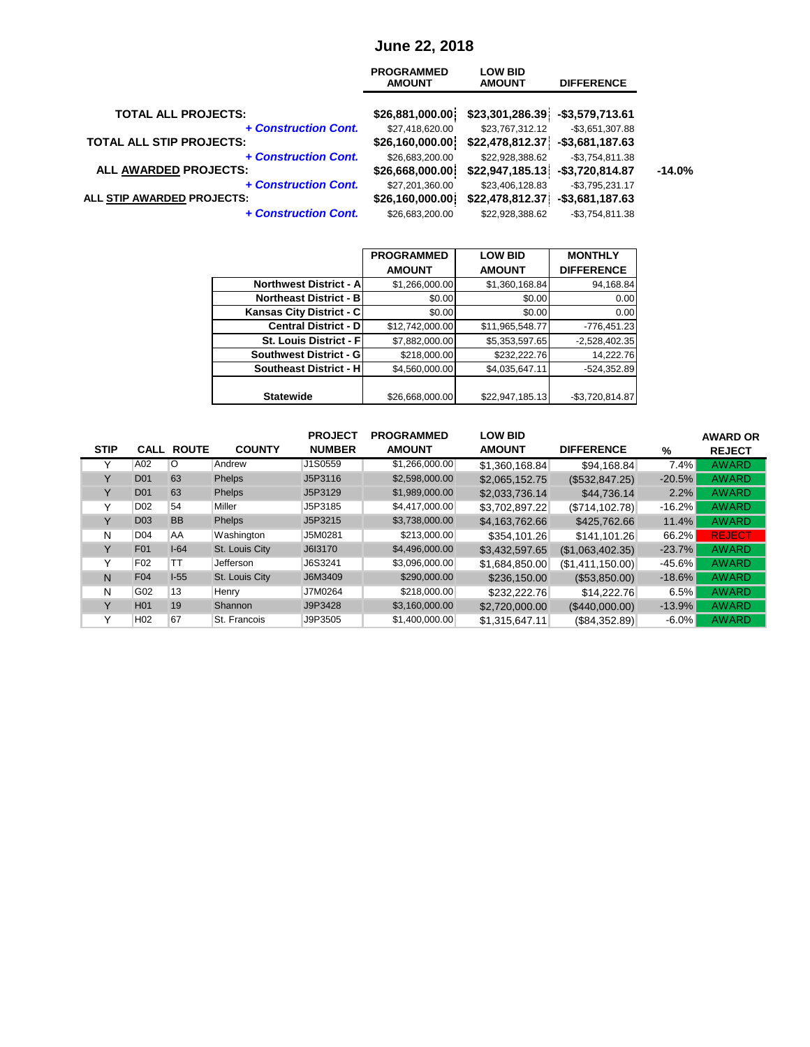# June 22, 2018

| | PROGRAMMED AMOUNT | LOW BID AMOUNT | DIFFERENCE | |
|---|---|---|---|---|
| **TOTAL ALL PROJECTS:** | $26,881,000.00 | $23,301,286.39 | -$3,579,713.61 | |
| *+ Construction Cont.* | $27,418,620.00 | $23,767,312.12 | -$3,651,307.88 | |
| **TOTAL ALL STIP PROJECTS:** | $26,160,000.00 | $22,478,812.37 | -$3,681,187.63 | |
| *+ Construction Cont.* | $26,683,200.00 | $22,928,388.62 | -$3,754,811.38 | |
| **ALL AWARDED PROJECTS:** | $26,668,000.00 | $22,947,185.13 | -$3,720,814.87 | -14.0% |
| *+ Construction Cont.* | $27,201,360.00 | $23,406,128.83 | -$3,795,231.17 | |
| **ALL STIP AWARDED PROJECTS:** | $26,160,000.00 | $22,478,812.37 | -$3,681,187.63 | |
| *+ Construction Cont.* | $26,683,200.00 | $22,928,388.62 | -$3,754,811.38 | |

| | PROGRAMMED AMOUNT | LOW BID AMOUNT | MONTHLY DIFFERENCE |
|---|---|---|---|
| **Northwest District - A** | $1,266,000.00 | $1,360,168.84 | 94,168.84 |
| **Northeast District - B** | $0.00 | $0.00 | 0.00 |
| **Kansas City District - C** | $0.00 | $0.00 | 0.00 |
| **Central District - D** | $12,742,000.00 | $11,965,548.77 | -776,451.23 |
| **St. Louis District - F** | $7,882,000.00 | $5,353,597.65 | -2,528,402.35 |
| **Southwest District - G** | $218,000.00 | $232,222.76 | 14,222.76 |
| **Southeast District - H** | $4,560,000.00 | $4,035,647.11 | -524,352.89 |
| **Statewide** | $26,668,000.00 | $22,947,185.13 | -$3,720,814.87 |

| STIP | CALL | ROUTE | COUNTY | PROJECT NUMBER | PROGRAMMED AMOUNT | LOW BID AMOUNT | DIFFERENCE | % | AWARD OR REJECT |
|---|---|---|---|---|---|---|---|---|---|
| Y | A02 | O | Andrew | J1S0559 | $1,266,000.00 | $1,360,168.84 | $94,168.84 | 7.4% | AWARD |
| Y | D01 | 63 | Phelps | J5P3116 | $2,598,000.00 | $2,065,152.75 | ($532,847.25) | -20.5% | AWARD |
| Y | D01 | 63 | Phelps | J5P3129 | $1,989,000.00 | $2,033,736.14 | $44,736.14 | 2.2% | AWARD |
| Y | D02 | 54 | Miller | J5P3185 | $4,417,000.00 | $3,702,897.22 | ($714,102.78) | -16.2% | AWARD |
| Y | D03 | BB | Phelps | J5P3215 | $3,738,000.00 | $4,163,762.66 | $425,762.66 | 11.4% | AWARD |
| N | D04 | AA | Washington | J5M0281 | $213,000.00 | $354,101.26 | $141,101.26 | 66.2% | REJECT |
| Y | F01 | I-64 | St. Louis City | J6I3170 | $4,496,000.00 | $3,432,597.65 | ($1,063,402.35) | -23.7% | AWARD |
| Y | F02 | TT | Jefferson | J6S3241 | $3,096,000.00 | $1,684,850.00 | ($1,411,150.00) | -45.6% | AWARD |
| N | F04 | I-55 | St. Louis City | J6M3409 | $290,000.00 | $236,150.00 | ($53,850.00) | -18.6% | AWARD |
| N | G02 | 13 | Henry | J7M0264 | $218,000.00 | $232,222.76 | $14,222.76 | 6.5% | AWARD |
| Y | H01 | 19 | Shannon | J9P3428 | $3,160,000.00 | $2,720,000.00 | ($440,000.00) | -13.9% | AWARD |
| Y | H02 | 67 | St. Francois | J9P3505 | $1,400,000.00 | $1,315,647.11 | ($84,352.89) | -6.0% | AWARD |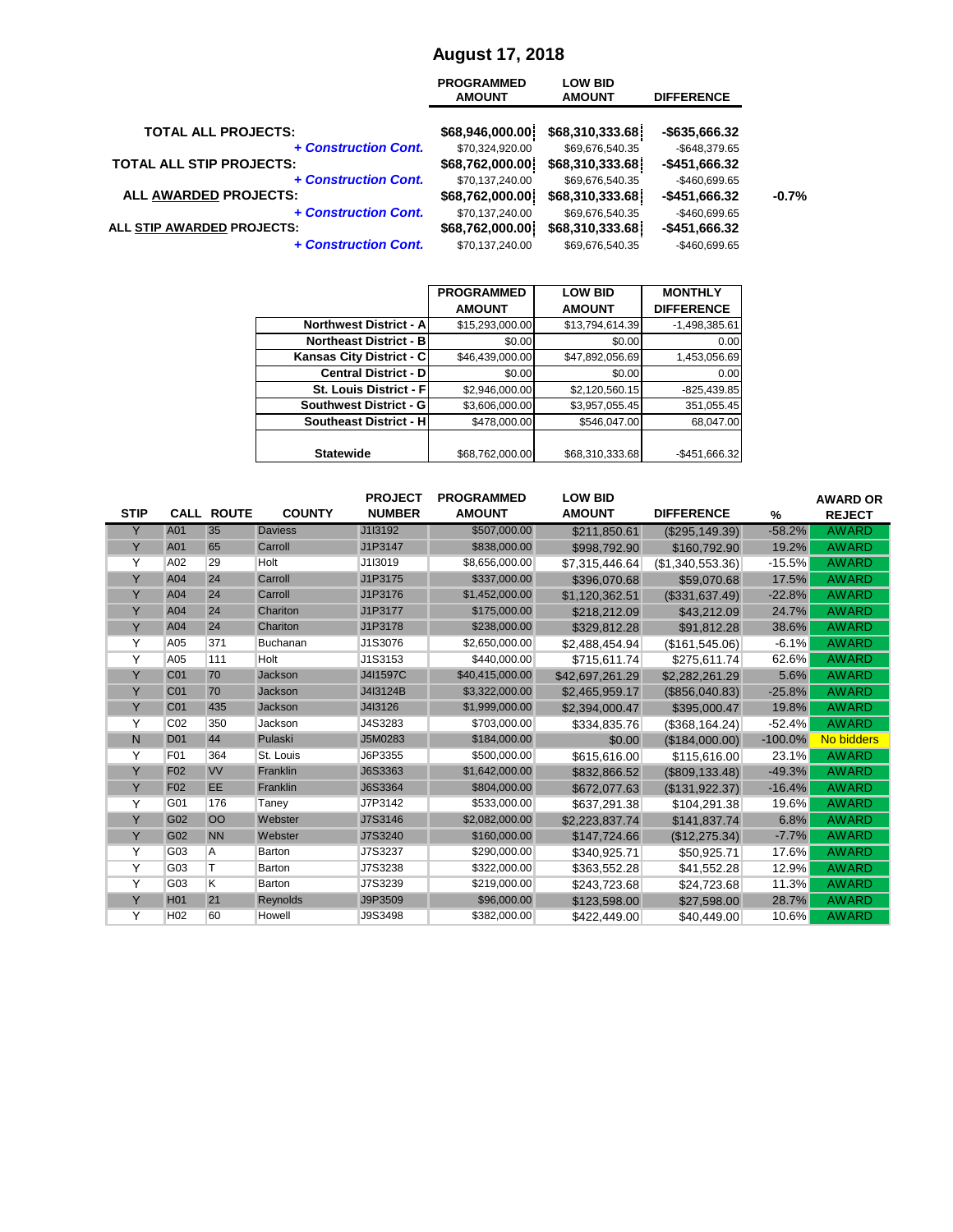# August 17, 2018

| | PROGRAMMED AMOUNT | LOW BID AMOUNT | DIFFERENCE | |
|---|---|---|---|---|
| **TOTAL ALL PROJECTS:** | **$68,946,000.00** | **$68,310,333.68** | **-$635,666.32** | |
| *+ Construction Cont.* | $70,324,920.00 | $69,676,540.35 | -$648,379.65 | |
| **TOTAL ALL STIP PROJECTS:** | **$68,762,000.00** | **$68,310,333.68** | **-$451,666.32** | |
| *+ Construction Cont.* | $70,137,240.00 | $69,676,540.35 | -$460,699.65 | |
| **ALL AWARDED PROJECTS:** | **$68,762,000.00** | **$68,310,333.68** | **-$451,666.32** | **-0.7%** |
| *+ Construction Cont.* | $70,137,240.00 | $69,676,540.35 | -$460,699.65 | |
| **ALL STIP AWARDED PROJECTS:** | **$68,762,000.00** | **$68,310,333.68** | **-$451,666.32** | |
| *+ Construction Cont.* | $70,137,240.00 | $69,676,540.35 | -$460,699.65 | |

| | PROGRAMMED AMOUNT | LOW BID AMOUNT | MONTHLY DIFFERENCE |
|---|---|---|---|
| **Northwest District - A** | $15,293,000.00 | $13,794,614.39 | -1,498,385.61 |
| **Northeast District - B** | $0.00 | $0.00 | 0.00 |
| **Kansas City District - C** | $46,439,000.00 | $47,892,056.69 | 1,453,056.69 |
| **Central District - D** | $0.00 | $0.00 | 0.00 |
| **St. Louis District - F** | $2,946,000.00 | $2,120,560.15 | -825,439.85 |
| **Southwest District - G** | $3,606,000.00 | $3,957,055.45 | 351,055.45 |
| **Southeast District - H** | $478,000.00 | $546,047.00 | 68,047.00 |
| **Statewide** | $68,762,000.00 | $68,310,333.68 | -$451,666.32 |

| STIP | CALL | ROUTE | COUNTY | PROJECT NUMBER | PROGRAMMED AMOUNT | LOW BID AMOUNT | DIFFERENCE | % | AWARD OR REJECT |
|---|---|---|---|---|---|---|---|---|---|
| Y | A01 | 35 | Daviess | J1I3192 | $507,000.00 | $211,850.61 | ($295,149.39) | -58.2% | AWARD |
| Y | A01 | 65 | Carroll | J1P3147 | $838,000.00 | $998,792.90 | $160,792.90 | 19.2% | AWARD |
| Y | A02 | 29 | Holt | J1I3019 | $8,656,000.00 | $7,315,446.64 | ($1,340,553.36) | -15.5% | AWARD |
| Y | A04 | 24 | Carroll | J1P3175 | $337,000.00 | $396,070.68 | $59,070.68 | 17.5% | AWARD |
| Y | A04 | 24 | Carroll | J1P3176 | $1,452,000.00 | $1,120,362.51 | ($331,637.49) | -22.8% | AWARD |
| Y | A04 | 24 | Chariton | J1P3177 | $175,000.00 | $218,212.09 | $43,212.09 | 24.7% | AWARD |
| Y | A04 | 24 | Chariton | J1P3178 | $238,000.00 | $329,812.28 | $91,812.28 | 38.6% | AWARD |
| Y | A05 | 371 | Buchanan | J1S3076 | $2,650,000.00 | $2,488,454.94 | ($161,545.06) | -6.1% | AWARD |
| Y | A05 | 111 | Holt | J1S3153 | $440,000.00 | $715,611.74 | $275,611.74 | 62.6% | AWARD |
| Y | C01 | 70 | Jackson | J4I1597C | $40,415,000.00 | $42,697,261.29 | $2,282,261.29 | 5.6% | AWARD |
| Y | C01 | 70 | Jackson | J4I3124B | $3,322,000.00 | $2,465,959.17 | ($856,040.83) | -25.8% | AWARD |
| Y | C01 | 435 | Jackson | J4I3126 | $1,999,000.00 | $2,394,000.47 | $395,000.47 | 19.8% | AWARD |
| Y | C02 | 350 | Jackson | J4S3283 | $703,000.00 | $334,835.76 | ($368,164.24) | -52.4% | AWARD |
| N | D01 | 44 | Pulaski | J5M0283 | $184,000.00 | $0.00 | ($184,000.00) | -100.0% | No bidders |
| Y | F01 | 364 | St. Louis | J6P3355 | $500,000.00 | $615,616.00 | $115,616.00 | 23.1% | AWARD |
| Y | F02 | VV | Franklin | J6S3363 | $1,642,000.00 | $832,866.52 | ($809,133.48) | -49.3% | AWARD |
| Y | F02 | EE | Franklin | J6S3364 | $804,000.00 | $672,077.63 | ($131,922.37) | -16.4% | AWARD |
| Y | G01 | 176 | Taney | J7P3142 | $533,000.00 | $637,291.38 | $104,291.38 | 19.6% | AWARD |
| Y | G02 | OO | Webster | J7S3146 | $2,082,000.00 | $2,223,837.74 | $141,837.74 | 6.8% | AWARD |
| Y | G02 | NN | Webster | J7S3240 | $160,000.00 | $147,724.66 | ($12,275.34) | -7.7% | AWARD |
| Y | G03 | A | Barton | J7S3237 | $290,000.00 | $340,925.71 | $50,925.71 | 17.6% | AWARD |
| Y | G03 | T | Barton | J7S3238 | $322,000.00 | $363,552.28 | $41,552.28 | 12.9% | AWARD |
| Y | G03 | K | Barton | J7S3239 | $219,000.00 | $243,723.68 | $24,723.68 | 11.3% | AWARD |
| Y | H01 | 21 | Reynolds | J9P3509 | $96,000.00 | $123,598.00 | $27,598.00 | 28.7% | AWARD |
| Y | H02 | 60 | Howell | J9S3498 | $382,000.00 | $422,449.00 | $40,449.00 | 10.6% | AWARD |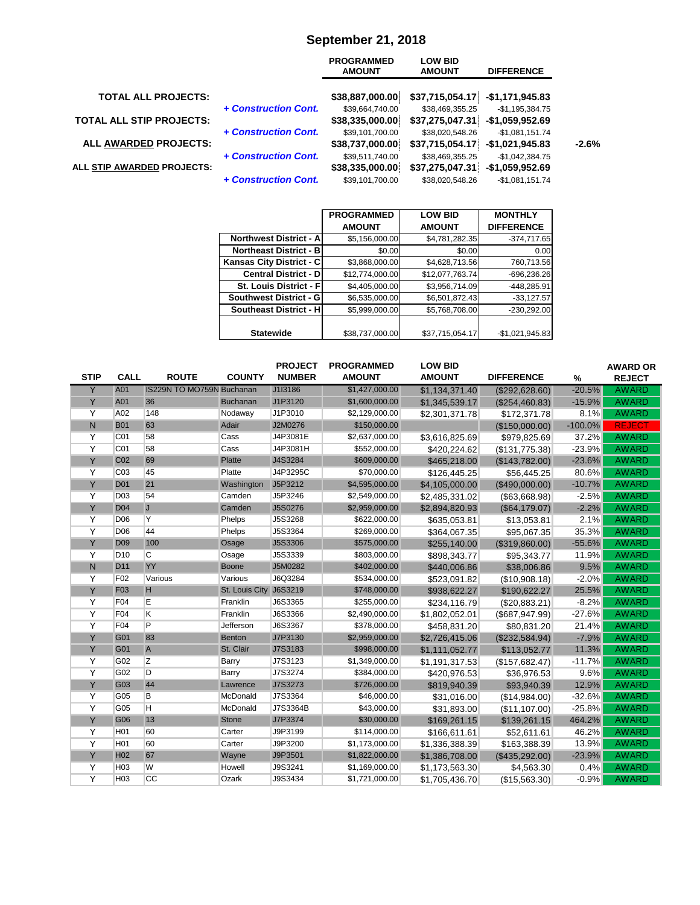# September 21, 2018

| | | PROGRAMMED AMOUNT | LOW BID AMOUNT | DIFFERENCE | |
|---|---|---|---|---|---|
| **TOTAL ALL PROJECTS:** | | **$38,887,000.00** | **$37,715,054.17** | **-$1,171,945.83** | |
| | *+ Construction Cont.* | $39,664,740.00 | $38,469,355.25 | -$1,195,384.75 | |
| **TOTAL ALL STIP PROJECTS:** | | **$38,335,000.00** | **$37,275,047.31** | **-$1,059,952.69** | |
| | *+ Construction Cont.* | $39,101,700.00 | $38,020,548.26 | -$1,081,151.74 | |
| **ALL AWARDED PROJECTS:** | | **$38,737,000.00** | **$37,715,054.17** | **-$1,021,945.83** | **-2.6%** |
| | *+ Construction Cont.* | $39,511,740.00 | $38,469,355.25 | -$1,042,384.75 | |
| **ALL STIP AWARDED PROJECTS:** | | **$38,335,000.00** | **$37,275,047.31** | **-$1,059,952.69** | |
| | *+ Construction Cont.* | $39,101,700.00 | $38,020,548.26 | -$1,081,151.74 | |

| | PROGRAMMED AMOUNT | LOW BID AMOUNT | MONTHLY DIFFERENCE |
|---|---|---|---|
| **Northwest District - A** | $5,156,000.00 | $4,781,282.35 | -374,717.65 |
| **Northeast District - B** | $0.00 | $0.00 | 0.00 |
| **Kansas City District - C** | $3,868,000.00 | $4,628,713.56 | 760,713.56 |
| **Central District - D** | $12,774,000.00 | $12,077,763.74 | -696,236.26 |
| **St. Louis District - F** | $4,405,000.00 | $3,956,714.09 | -448,285.91 |
| **Southwest District - G** | $6,535,000.00 | $6,501,872.43 | -33,127.57 |
| **Southeast District - H** | $5,999,000.00 | $5,768,708.00 | -230,292.00 |
| **Statewide** | $38,737,000.00 | $37,715,054.17 | -$1,021,945.83 |

| STIP | CALL | ROUTE | COUNTY | PROJECT NUMBER | PROGRAMMED AMOUNT | LOW BID AMOUNT | DIFFERENCE | % | AWARD OR REJECT |
|---|---|---|---|---|---|---|---|---|---|
| Y | A01 | IS229N TO MO759N | Buchanan | J1I3186 | $1,427,000.00 | $1,134,371.40 | ($292,628.60) | -20.5% | AWARD |
| Y | A01 | 36 | Buchanan | J1P3120 | $1,600,000.00 | $1,345,539.17 | ($254,460.83) | -15.9% | AWARD |
| Y | A02 | 148 | Nodaway | J1P3010 | $2,129,000.00 | $2,301,371.78 | $172,371.78 | 8.1% | AWARD |
| N | B01 | 63 | Adair | J2M0276 | $150,000.00 | | ($150,000.00) | -100.0% | REJECT |
| Y | C01 | 58 | Cass | J4P3081E | $2,637,000.00 | $3,616,825.69 | $979,825.69 | 37.2% | AWARD |
| Y | C01 | 58 | Cass | J4P3081H | $552,000.00 | $420,224.62 | ($131,775.38) | -23.9% | AWARD |
| Y | C02 | 69 | Platte | J4S3284 | $609,000.00 | $465,218.00 | ($143,782.00) | -23.6% | AWARD |
| Y | C03 | 45 | Platte | J4P3295C | $70,000.00 | $126,445.25 | $56,445.25 | 80.6% | AWARD |
| Y | D01 | 21 | Washington | J5P3212 | $4,595,000.00 | $4,105,000.00 | ($490,000.00) | -10.7% | AWARD |
| Y | D03 | 54 | Camden | J5P3246 | $2,549,000.00 | $2,485,331.02 | ($63,668.98) | -2.5% | AWARD |
| Y | D04 | J | Camden | J5S0276 | $2,959,000.00 | $2,894,820.93 | ($64,179.07) | -2.2% | AWARD |
| Y | D06 | Y | Phelps | J5S3268 | $622,000.00 | $635,053.81 | $13,053.81 | 2.1% | AWARD |
| Y | D06 | 44 | Phelps | J5S3364 | $269,000.00 | $364,067.35 | $95,067.35 | 35.3% | AWARD |
| Y | D09 | 100 | Osage | J5S3306 | $575,000.00 | $255,140.00 | ($319,860.00) | -55.6% | AWARD |
| Y | D10 | C | Osage | J5S3339 | $803,000.00 | $898,343.77 | $95,343.77 | 11.9% | AWARD |
| N | D11 | YY | Boone | J5M0282 | $402,000.00 | $440,006.86 | $38,006.86 | 9.5% | AWARD |
| Y | F02 | Various | Various | J6Q3284 | $534,000.00 | $523,091.82 | ($10,908.18) | -2.0% | AWARD |
| Y | F03 | H | St. Louis City | J6S3219 | $748,000.00 | $938,622.27 | $190,622.27 | 25.5% | AWARD |
| Y | F04 | E | Franklin | J6S3365 | $255,000.00 | $234,116.79 | ($20,883.21) | -8.2% | AWARD |
| Y | F04 | K | Franklin | J6S3366 | $2,490,000.00 | $1,802,052.01 | ($687,947.99) | -27.6% | AWARD |
| Y | F04 | P | Jefferson | J6S3367 | $378,000.00 | $458,831.20 | $80,831.20 | 21.4% | AWARD |
| Y | G01 | 83 | Benton | J7P3130 | $2,959,000.00 | $2,726,415.06 | ($232,584.94) | -7.9% | AWARD |
| Y | G01 | A | St. Clair | J7S3183 | $998,000.00 | $1,111,052.77 | $113,052.77 | 11.3% | AWARD |
| Y | G02 | Z | Barry | J7S3123 | $1,349,000.00 | $1,191,317.53 | ($157,682.47) | -11.7% | AWARD |
| Y | G02 | D | Barry | J7S3274 | $384,000.00 | $420,976.53 | $36,976.53 | 9.6% | AWARD |
| Y | G03 | 44 | Lawrence | J7S3273 | $726,000.00 | $819,940.39 | $93,940.39 | 12.9% | AWARD |
| Y | G05 | B | McDonald | J7S3364 | $46,000.00 | $31,016.00 | ($14,984.00) | -32.6% | AWARD |
| Y | G05 | H | McDonald | J7S3364B | $43,000.00 | $31,893.00 | ($11,107.00) | -25.8% | AWARD |
| Y | G06 | 13 | Stone | J7P3374 | $30,000.00 | $169,261.15 | $139,261.15 | 464.2% | AWARD |
| Y | H01 | 60 | Carter | J9P3199 | $114,000.00 | $166,611.61 | $52,611.61 | 46.2% | AWARD |
| Y | H01 | 60 | Carter | J9P3200 | $1,173,000.00 | $1,336,388.39 | $163,388.39 | 13.9% | AWARD |
| Y | H02 | 67 | Wayne | J9P3501 | $1,822,000.00 | $1,386,708.00 | ($435,292.00) | -23.9% | AWARD |
| Y | H03 | W | Howell | J9S3241 | $1,169,000.00 | $1,173,563.30 | $4,563.30 | 0.4% | AWARD |
| Y | H03 | CC | Ozark | J9S3434 | $1,721,000.00 | $1,705,436.70 | ($15,563.30) | -0.9% | AWARD |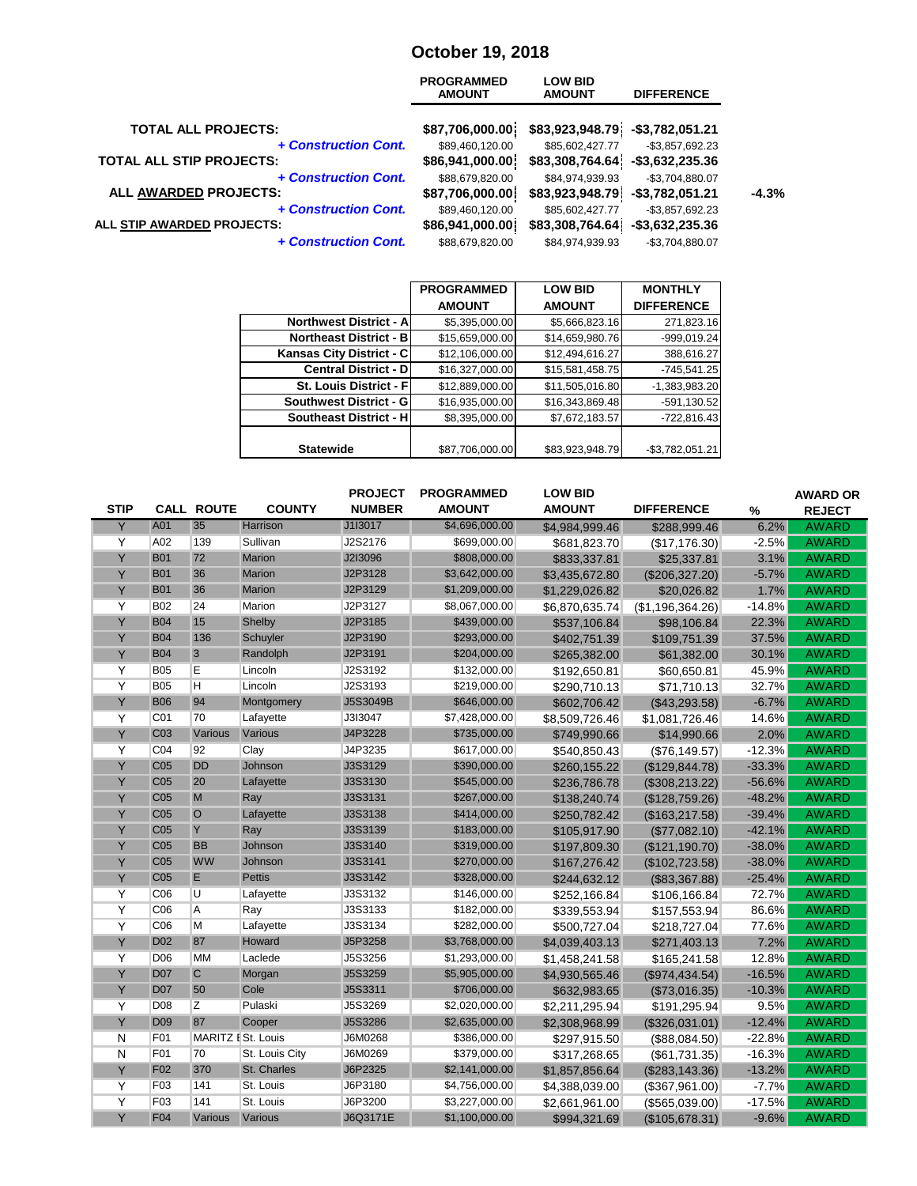# October 19, 2018

| | PROGRAMMED AMOUNT | LOW BID AMOUNT | DIFFERENCE | |
|---|---|---|---|---|
| **TOTAL ALL PROJECTS:** | **$87,706,000.00** | **$83,923,948.79** | **-$3,782,051.21** | |
| ***+ Construction Cont.*** | $89,460,120.00 | $85,602,427.77 | -$3,857,692.23 | |
| **TOTAL ALL STIP PROJECTS:** | **$86,941,000.00** | **$83,308,764.64** | **-$3,632,235.36** | |
| ***+ Construction Cont.*** | $88,679,820.00 | $84,974,939.93 | -$3,704,880.07 | |
| **ALL AWARDED PROJECTS:** | **$87,706,000.00** | **$83,923,948.79** | **-$3,782,051.21** | **-4.3%** |
| ***+ Construction Cont.*** | $89,460,120.00 | $85,602,427.77 | -$3,857,692.23 | |
| **ALL STIP AWARDED PROJECTS:** | **$86,941,000.00** | **$83,308,764.64** | **-$3,632,235.36** | |
| ***+ Construction Cont.*** | $88,679,820.00 | $84,974,939.93 | -$3,704,880.07 | |

| | PROGRAMMED AMOUNT | LOW BID AMOUNT | MONTHLY DIFFERENCE |
|---|---|---|---|
| **Northwest District - A** | $5,395,000.00 | $5,666,823.16 | 271,823.16 |
| **Northeast District - B** | $15,659,000.00 | $14,659,980.76 | -999,019.24 |
| **Kansas City District - C** | $12,106,000.00 | $12,494,616.27 | 388,616.27 |
| **Central District - D** | $16,327,000.00 | $15,581,458.75 | -745,541.25 |
| **St. Louis District - F** | $12,889,000.00 | $11,505,016.80 | -1,383,983.20 |
| **Southwest District - G** | $16,935,000.00 | $16,343,869.48 | -591,130.52 |
| **Southeast District - H** | $8,395,000.00 | $7,672,183.57 | -722,816.43 |
| **Statewide** | $87,706,000.00 | $83,923,948.79 | -$3,782,051.21 |

| STIP | CALL | ROUTE | COUNTY | PROJECT NUMBER | PROGRAMMED AMOUNT | LOW BID AMOUNT | DIFFERENCE | % | AWARD OR REJECT |
|---|---|---|---|---|---|---|---|---|---|
| Y | A01 | 35 | Harrison | J1I3017 | $4,696,000.00 | $4,984,999.46 | $288,999.46 | 6.2% | AWARD |
| Y | A02 | 139 | Sullivan | J2S2176 | $699,000.00 | $681,823.70 | ($17,176.30) | -2.5% | AWARD |
| Y | B01 | 72 | Marion | J2I3096 | $808,000.00 | $833,337.81 | $25,337.81 | 3.1% | AWARD |
| Y | B01 | 36 | Marion | J2P3128 | $3,642,000.00 | $3,435,672.80 | ($206,327.20) | -5.7% | AWARD |
| Y | B01 | 36 | Marion | J2P3129 | $1,209,000.00 | $1,229,026.82 | $20,026.82 | 1.7% | AWARD |
| Y | B02 | 24 | Marion | J2P3127 | $8,067,000.00 | $6,870,635.74 | ($1,196,364.26) | -14.8% | AWARD |
| Y | B04 | 15 | Shelby | J2P3185 | $439,000.00 | $537,106.84 | $98,106.84 | 22.3% | AWARD |
| Y | B04 | 136 | Schuyler | J2P3190 | $293,000.00 | $402,751.39 | $109,751.39 | 37.5% | AWARD |
| Y | B04 | 3 | Randolph | J2P3191 | $204,000.00 | $265,382.00 | $61,382.00 | 30.1% | AWARD |
| Y | B05 | E | Lincoln | J2S3192 | $132,000.00 | $192,650.81 | $60,650.81 | 45.9% | AWARD |
| Y | B05 | H | Lincoln | J2S3193 | $219,000.00 | $290,710.13 | $71,710.13 | 32.7% | AWARD |
| Y | B06 | 94 | Montgomery | J5S3049B | $646,000.00 | $602,706.42 | ($43,293.58) | -6.7% | AWARD |
| Y | C01 | 70 | Lafayette | J3I3047 | $7,428,000.00 | $8,509,726.46 | $1,081,726.46 | 14.6% | AWARD |
| Y | C03 | Various | Various | J4P3228 | $735,000.00 | $749,990.66 | $14,990.66 | 2.0% | AWARD |
| Y | C04 | 92 | Clay | J4P3235 | $617,000.00 | $540,850.43 | ($76,149.57) | -12.3% | AWARD |
| Y | C05 | DD | Johnson | J3S3129 | $390,000.00 | $260,155.22 | ($129,844.78) | -33.3% | AWARD |
| Y | C05 | 20 | Lafayette | J3S3130 | $545,000.00 | $236,786.78 | ($308,213.22) | -56.6% | AWARD |
| Y | C05 | M | Ray | J3S3131 | $267,000.00 | $138,240.74 | ($128,759.26) | -48.2% | AWARD |
| Y | C05 | O | Lafayette | J3S3138 | $414,000.00 | $250,782.42 | ($163,217.58) | -39.4% | AWARD |
| Y | C05 | Y | Ray | J3S3139 | $183,000.00 | $105,917.90 | ($77,082.10) | -42.1% | AWARD |
| Y | C05 | BB | Johnson | J3S3140 | $319,000.00 | $197,809.30 | ($121,190.70) | -38.0% | AWARD |
| Y | C05 | WW | Johnson | J3S3141 | $270,000.00 | $167,276.42 | ($102,723.58) | -38.0% | AWARD |
| Y | C05 | E | Pettis | J3S3142 | $328,000.00 | $244,632.12 | ($83,367.88) | -25.4% | AWARD |
| Y | C06 | U | Lafayette | J3S3132 | $146,000.00 | $252,166.84 | $106,166.84 | 72.7% | AWARD |
| Y | C06 | A | Ray | J3S3133 | $182,000.00 | $339,553.94 | $157,553.94 | 86.6% | AWARD |
| Y | C06 | M | Lafayette | J3S3134 | $282,000.00 | $500,727.04 | $218,727.04 | 77.6% | AWARD |
| Y | D02 | 87 | Howard | J5P3258 | $3,768,000.00 | $4,039,403.13 | $271,403.13 | 7.2% | AWARD |
| Y | D06 | MM | Laclede | J5S3256 | $1,293,000.00 | $1,458,241.58 | $165,241.58 | 12.8% | AWARD |
| Y | D07 | C | Morgan | J5S3259 | $5,905,000.00 | $4,930,565.46 | ($974,434.54) | -16.5% | AWARD |
| Y | D07 | 50 | Cole | J5S3311 | $706,000.00 | $632,983.65 | ($73,016.35) | -10.3% | AWARD |
| Y | D08 | Z | Pulaski | J5S3269 | $2,020,000.00 | $2,211,295.94 | $191,295.94 | 9.5% | AWARD |
| Y | D09 | 87 | Cooper | J5S3286 | $2,635,000.00 | $2,308,968.99 | ($326,031.01) | -12.4% | AWARD |
| N | F01 | MARITZ E | St. Louis | J6M0268 | $386,000.00 | $297,915.50 | ($88,084.50) | -22.8% | AWARD |
| N | F01 | 70 | St. Louis City | J6M0269 | $379,000.00 | $317,268.65 | ($61,731.35) | -16.3% | AWARD |
| Y | F02 | 370 | St. Charles | J6P2325 | $2,141,000.00 | $1,857,856.64 | ($283,143.36) | -13.2% | AWARD |
| Y | F03 | 141 | St. Louis | J6P3180 | $4,756,000.00 | $4,388,039.00 | ($367,961.00) | -7.7% | AWARD |
| Y | F03 | 141 | St. Louis | J6P3200 | $3,227,000.00 | $2,661,961.00 | ($565,039.00) | -17.5% | AWARD |
| Y | F04 | Various | Various | J6Q3171E | $1,100,000.00 | $994,321.69 | ($105,678.31) | -9.6% | AWARD |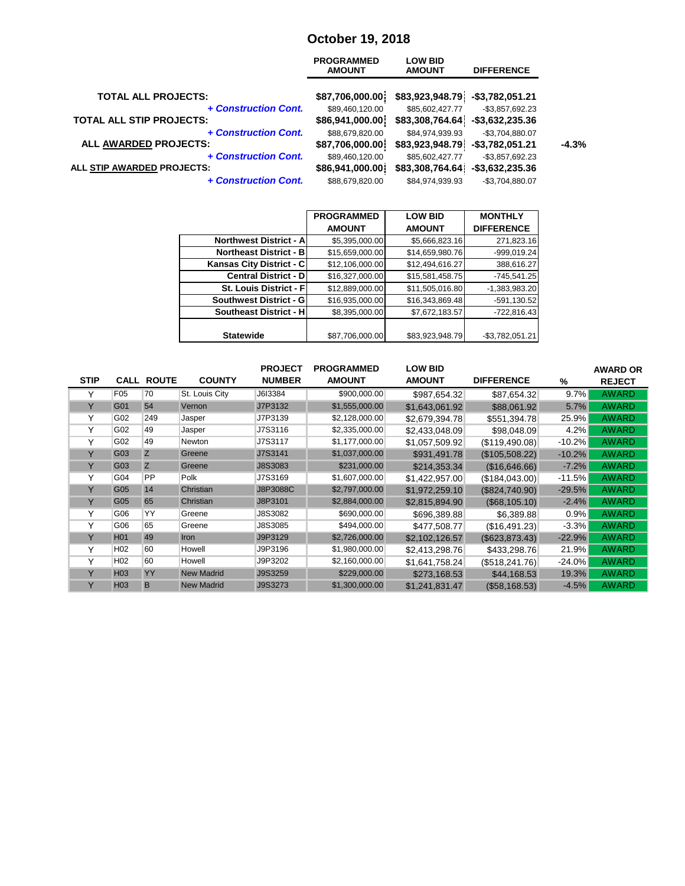## October 19, 2018

| | PROGRAMMED AMOUNT | LOW BID AMOUNT | DIFFERENCE | |
|---|---|---|---|---|
| **TOTAL ALL PROJECTS:** | **$87,706,000.00** | **$83,923,948.79** | **-$3,782,051.21** | |
| ***+ Construction Cont.*** | $89,460,120.00 | $85,602,427.77 | -$3,857,692.23 | |
| **TOTAL ALL STIP PROJECTS:** | **$86,941,000.00** | **$83,308,764.64** | **-$3,632,235.36** | |
| ***+ Construction Cont.*** | $88,679,820.00 | $84,974,939.93 | -$3,704,880.07 | |
| **ALL AWARDED PROJECTS:** | **$87,706,000.00** | **$83,923,948.79** | **-$3,782,051.21** | **-4.3%** |
| ***+ Construction Cont.*** | $89,460,120.00 | $85,602,427.77 | -$3,857,692.23 | |
| **ALL STIP AWARDED PROJECTS:** | **$86,941,000.00** | **$83,308,764.64** | **-$3,632,235.36** | |
| ***+ Construction Cont.*** | $88,679,820.00 | $84,974,939.93 | -$3,704,880.07 | |

| | PROGRAMMED AMOUNT | LOW BID AMOUNT | MONTHLY DIFFERENCE |
|---|---|---|---|
| **Northwest District - A** | $5,395,000.00 | $5,666,823.16 | 271,823.16 |
| **Northeast District - B** | $15,659,000.00 | $14,659,980.76 | -999,019.24 |
| **Kansas City District - C** | $12,106,000.00 | $12,494,616.27 | 388,616.27 |
| **Central District - D** | $16,327,000.00 | $15,581,458.75 | -745,541.25 |
| **St. Louis District - F** | $12,889,000.00 | $11,505,016.80 | -1,383,983.20 |
| **Southwest District - G** | $16,935,000.00 | $16,343,869.48 | -591,130.52 |
| **Southeast District - H** | $8,395,000.00 | $7,672,183.57 | -722,816.43 |
| **Statewide** | $87,706,000.00 | $83,923,948.79 | -$3,782,051.21 |

| STIP | CALL | ROUTE | COUNTY | PROJECT NUMBER | PROGRAMMED AMOUNT | LOW BID AMOUNT | DIFFERENCE | % | AWARD OR REJECT |
|---|---|---|---|---|---|---|---|---|---|
| Y | F05 | 70 | St. Louis City | J6I3384 | $900,000.00 | $987,654.32 | $87,654.32 | 9.7% | AWARD |
| Y | G01 | 54 | Vernon | J7P3132 | $1,555,000.00 | $1,643,061.92 | $88,061.92 | 5.7% | AWARD |
| Y | G02 | 249 | Jasper | J7P3139 | $2,128,000.00 | $2,679,394.78 | $551,394.78 | 25.9% | AWARD |
| Y | G02 | 49 | Jasper | J7S3116 | $2,335,000.00 | $2,433,048.09 | $98,048.09 | 4.2% | AWARD |
| Y | G02 | 49 | Newton | J7S3117 | $1,177,000.00 | $1,057,509.92 | ($119,490.08) | -10.2% | AWARD |
| Y | G03 | Z | Greene | J7S3141 | $1,037,000.00 | $931,491.78 | ($105,508.22) | -10.2% | AWARD |
| Y | G03 | Z | Greene | J8S3083 | $231,000.00 | $214,353.34 | ($16,646.66) | -7.2% | AWARD |
| Y | G04 | PP | Polk | J7S3169 | $1,607,000.00 | $1,422,957.00 | ($184,043.00) | -11.5% | AWARD |
| Y | G05 | 14 | Christian | J8P3088C | $2,797,000.00 | $1,972,259.10 | ($824,740.90) | -29.5% | AWARD |
| Y | G05 | 65 | Christian | J8P3101 | $2,884,000.00 | $2,815,894.90 | ($68,105.10) | -2.4% | AWARD |
| Y | G06 | YY | Greene | J8S3082 | $690,000.00 | $696,389.88 | $6,389.88 | 0.9% | AWARD |
| Y | G06 | 65 | Greene | J8S3085 | $494,000.00 | $477,508.77 | ($16,491.23) | -3.3% | AWARD |
| Y | H01 | 49 | Iron | J9P3129 | $2,726,000.00 | $2,102,126.57 | ($623,873.43) | -22.9% | AWARD |
| Y | H02 | 60 | Howell | J9P3196 | $1,980,000.00 | $2,413,298.76 | $433,298.76 | 21.9% | AWARD |
| Y | H02 | 60 | Howell | J9P3202 | $2,160,000.00 | $1,641,758.24 | ($518,241.76) | -24.0% | AWARD |
| Y | H03 | YY | New Madrid | J9S3259 | $229,000.00 | $273,168.53 | $44,168.53 | 19.3% | AWARD |
| Y | H03 | B | New Madrid | J9S3273 | $1,300,000.00 | $1,241,831.47 | ($58,168.53) | -4.5% | AWARD |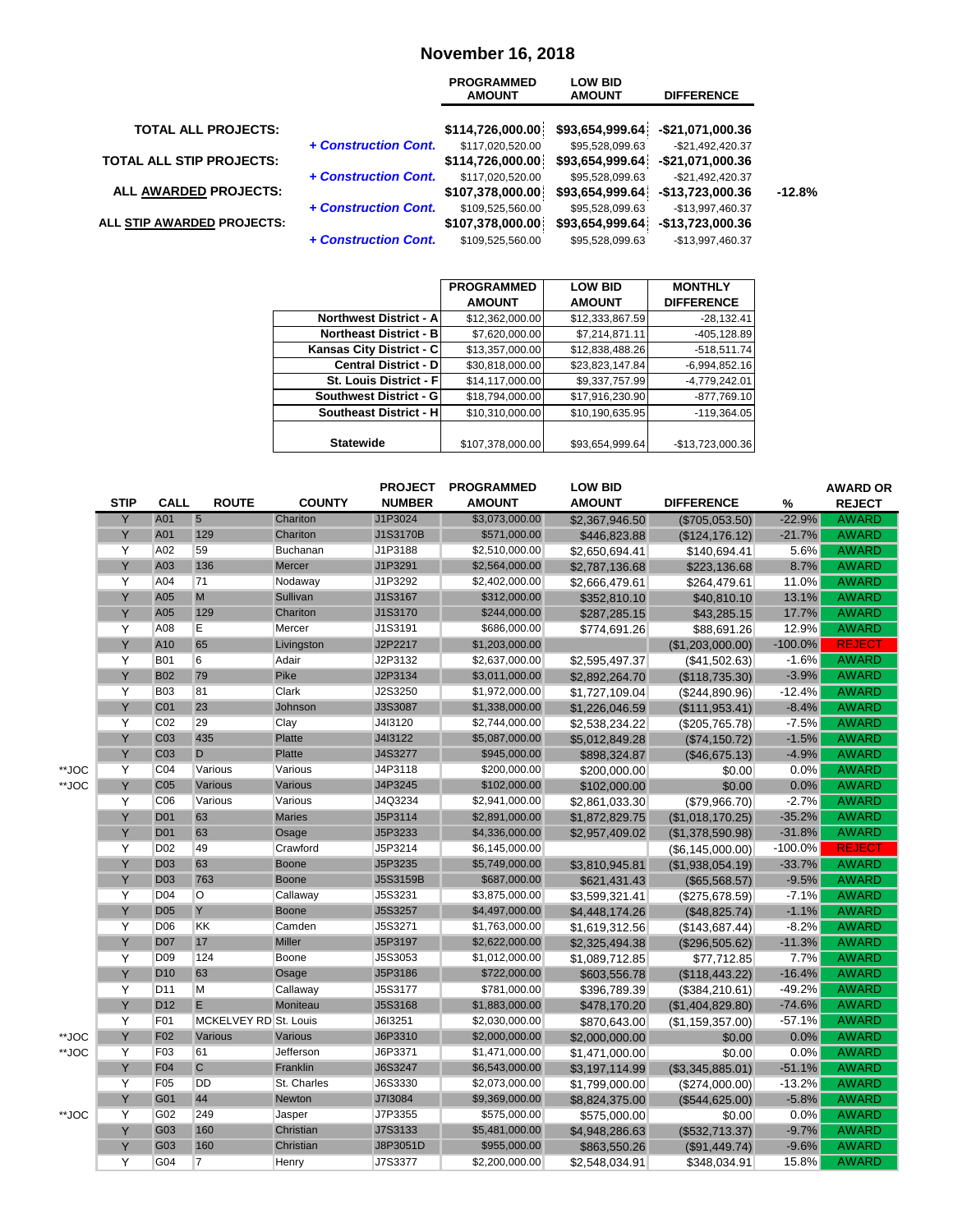## November 16, 2018

| | | PROGRAMMED AMOUNT | LOW BID AMOUNT | DIFFERENCE | |
|---|---|---|---|---|---|
| **TOTAL ALL PROJECTS:** | | **$114,726,000.00** | **$93,654,999.64** | **-$21,071,000.36** | |
| | ***+ Construction Cont.*** | $117,020,520.00 | $95,528,099.63 | -$21,492,420.37 | |
| **TOTAL ALL STIP PROJECTS:** | | **$114,726,000.00** | **$93,654,999.64** | **-$21,071,000.36** | |
| | ***+ Construction Cont.*** | $117,020,520.00 | $95,528,099.63 | -$21,492,420.37 | |
| **ALL AWARDED PROJECTS:** | | **$107,378,000.00** | **$93,654,999.64** | **-$13,723,000.36** | **-12.8%** |
| | ***+ Construction Cont.*** | $109,525,560.00 | $95,528,099.63 | -$13,997,460.37 | |
| **ALL STIP AWARDED PROJECTS:** | | **$107,378,000.00** | **$93,654,999.64** | **-$13,723,000.36** | |
| | ***+ Construction Cont.*** | $109,525,560.00 | $95,528,099.63 | -$13,997,460.37 | |

| | PROGRAMMED AMOUNT | LOW BID AMOUNT | MONTHLY DIFFERENCE |
|---|---|---|---|
| **Northwest District - A** | $12,362,000.00 | $12,333,867.59 | -28,132.41 |
| **Northeast District - B** | $7,620,000.00 | $7,214,871.11 | -405,128.89 |
| **Kansas City District - C** | $13,357,000.00 | $12,838,488.26 | -518,511.74 |
| **Central District - D** | $30,818,000.00 | $23,823,147.84 | -6,994,852.16 |
| **St. Louis District - F** | $14,117,000.00 | $9,337,757.99 | -4,779,242.01 |
| **Southwest District - G** | $18,794,000.00 | $17,916,230.90 | -877,769.10 |
| **Southeast District - H** | $10,310,000.00 | $10,190,635.95 | -119,364.05 |
| **Statewide** | $107,378,000.00 | $93,654,999.64 | -$13,723,000.36 |

| | STIP | CALL | ROUTE | COUNTY | PROJECT NUMBER | PROGRAMMED AMOUNT | LOW BID AMOUNT | DIFFERENCE | % | AWARD OR REJECT |
|---|---|---|---|---|---|---|---|---|---|---|
| | Y | A01 | 5 | Chariton | J1P3024 | $3,073,000.00 | $2,367,946.50 | ($705,053.50) | -22.9% | AWARD |
| | Y | A01 | 129 | Chariton | J1S3170B | $571,000.00 | $446,823.88 | ($124,176.12) | -21.7% | AWARD |
| | Y | A02 | 59 | Buchanan | J1P3188 | $2,510,000.00 | $2,650,694.41 | $140,694.41 | 5.6% | AWARD |
| | Y | A03 | 136 | Mercer | J1P3291 | $2,564,000.00 | $2,787,136.68 | $223,136.68 | 8.7% | AWARD |
| | Y | A04 | 71 | Nodaway | J1P3292 | $2,402,000.00 | $2,666,479.61 | $264,479.61 | 11.0% | AWARD |
| | Y | A05 | M | Sullivan | J1S3167 | $312,000.00 | $352,810.10 | $40,810.10 | 13.1% | AWARD |
| | Y | A05 | 129 | Chariton | J1S3170 | $244,000.00 | $287,285.15 | $43,285.15 | 17.7% | AWARD |
| | Y | A08 | E | Mercer | J1S3191 | $686,000.00 | $774,691.26 | $88,691.26 | 12.9% | AWARD |
| | Y | A10 | 65 | Livingston | J2P2217 | $1,203,000.00 | | ($1,203,000.00) | -100.0% | REJECT |
| | Y | B01 | 6 | Adair | J2P3132 | $2,637,000.00 | $2,595,497.37 | ($41,502.63) | -1.6% | AWARD |
| | Y | B02 | 79 | Pike | J2P3134 | $3,011,000.00 | $2,892,264.70 | ($118,735.30) | -3.9% | AWARD |
| | Y | B03 | 81 | Clark | J2S3250 | $1,972,000.00 | $1,727,109.04 | ($244,890.96) | -12.4% | AWARD |
| | Y | C01 | 23 | Johnson | J3S3087 | $1,338,000.00 | $1,226,046.59 | ($111,953.41) | -8.4% | AWARD |
| | Y | C02 | 29 | Clay | J4I3120 | $2,744,000.00 | $2,538,234.22 | ($205,765.78) | -7.5% | AWARD |
| | Y | C03 | 435 | Platte | J4I3122 | $5,087,000.00 | $5,012,849.28 | ($74,150.72) | -1.5% | AWARD |
| | Y | C03 | D | Platte | J4S3277 | $945,000.00 | $898,324.87 | ($46,675.13) | -4.9% | AWARD |
| **JOC | Y | C04 | Various | Various | J4P3118 | $200,000.00 | $200,000.00 | $0.00 | 0.0% | AWARD |
| **JOC | Y | C05 | Various | Various | J4P3245 | $102,000.00 | $102,000.00 | $0.00 | 0.0% | AWARD |
| | Y | C06 | Various | Various | J4Q3234 | $2,941,000.00 | $2,861,033.30 | ($79,966.70) | -2.7% | AWARD |
| | Y | D01 | 63 | Maries | J5P3114 | $2,891,000.00 | $1,872,829.75 | ($1,018,170.25) | -35.2% | AWARD |
| | Y | D01 | 63 | Osage | J5P3233 | $4,336,000.00 | $2,957,409.02 | ($1,378,590.98) | -31.8% | AWARD |
| | Y | D02 | 49 | Crawford | J5P3214 | $6,145,000.00 | | ($6,145,000.00) | -100.0% | REJECT |
| | Y | D03 | 63 | Boone | J5P3235 | $5,749,000.00 | $3,810,945.81 | ($1,938,054.19) | -33.7% | AWARD |
| | Y | D03 | 763 | Boone | J5S3159B | $687,000.00 | $621,431.43 | ($65,568.57) | -9.5% | AWARD |
| | Y | D04 | O | Callaway | J5S3231 | $3,875,000.00 | $3,599,321.41 | ($275,678.59) | -7.1% | AWARD |
| | Y | D05 | Y | Boone | J5S3257 | $4,497,000.00 | $4,448,174.26 | ($48,825.74) | -1.1% | AWARD |
| | Y | D06 | KK | Camden | J5S3271 | $1,763,000.00 | $1,619,312.56 | ($143,687.44) | -8.2% | AWARD |
| | Y | D07 | 17 | Miller | J5P3197 | $2,622,000.00 | $2,325,494.38 | ($296,505.62) | -11.3% | AWARD |
| | Y | D09 | 124 | Boone | J5S3053 | $1,012,000.00 | $1,089,712.85 | $77,712.85 | 7.7% | AWARD |
| | Y | D10 | 63 | Osage | J5P3186 | $722,000.00 | $603,556.78 | ($118,443.22) | -16.4% | AWARD |
| | Y | D11 | M | Callaway | J5S3177 | $781,000.00 | $396,789.39 | ($384,210.61) | -49.2% | AWARD |
| | Y | D12 | E | Moniteau | J5S3168 | $1,883,000.00 | $478,170.20 | ($1,404,829.80) | -74.6% | AWARD |
| | Y | F01 | MCKELVEY RD | St. Louis | J6I3251 | $2,030,000.00 | $870,643.00 | ($1,159,357.00) | -57.1% | AWARD |
| **JOC | Y | F02 | Various | Various | J6P3310 | $2,000,000.00 | $2,000,000.00 | $0.00 | 0.0% | AWARD |
| **JOC | Y | F03 | 61 | Jefferson | J6P3371 | $1,471,000.00 | $1,471,000.00 | $0.00 | 0.0% | AWARD |
| | Y | F04 | C | Franklin | J6S3247 | $6,543,000.00 | $3,197,114.99 | ($3,345,885.01) | -51.1% | AWARD |
| | Y | F05 | DD | St. Charles | J6S3330 | $2,073,000.00 | $1,799,000.00 | ($274,000.00) | -13.2% | AWARD |
| | Y | G01 | 44 | Newton | J7I3084 | $9,369,000.00 | $8,824,375.00 | ($544,625.00) | -5.8% | AWARD |
| **JOC | Y | G02 | 249 | Jasper | J7P3355 | $575,000.00 | $575,000.00 | $0.00 | 0.0% | AWARD |
| | Y | G03 | 160 | Christian | J7S3133 | $5,481,000.00 | $4,948,286.63 | ($532,713.37) | -9.7% | AWARD |
| | Y | G03 | 160 | Christian | J8P3051D | $955,000.00 | $863,550.26 | ($91,449.74) | -9.6% | AWARD |
| | Y | G04 | 7 | Henry | J7S3377 | $2,200,000.00 | $2,548,034.91 | $348,034.91 | 15.8% | AWARD |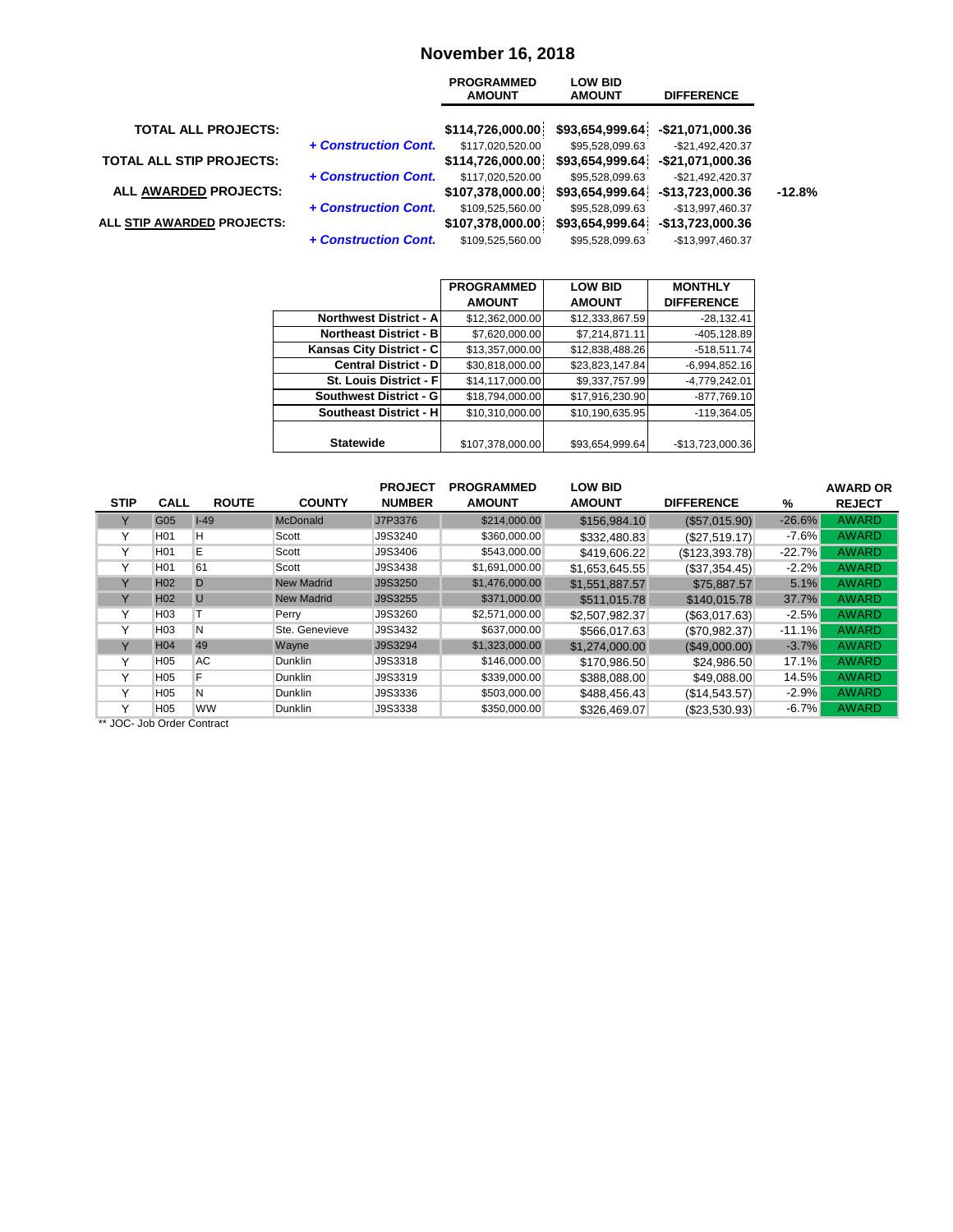## November 16, 2018

| | | PROGRAMMED AMOUNT | LOW BID AMOUNT | DIFFERENCE | |
|---|---|---|---|---|---|
| **TOTAL ALL PROJECTS:** | | **$114,726,000.00** | **$93,654,999.64** | **-$21,071,000.36** | |
| | ***+ Construction Cont.*** | $117,020,520.00 | $95,528,099.63 | -$21,492,420.37 | |
| **TOTAL ALL STIP PROJECTS:** | | **$114,726,000.00** | **$93,654,999.64** | **-$21,071,000.36** | |
| | ***+ Construction Cont.*** | $117,020,520.00 | $95,528,099.63 | -$21,492,420.37 | |
| **ALL AWARDED PROJECTS:** | | **$107,378,000.00** | **$93,654,999.64** | **-$13,723,000.36** | **-12.8%** |
| | ***+ Construction Cont.*** | $109,525,560.00 | $95,528,099.63 | -$13,997,460.37 | |
| **ALL STIP AWARDED PROJECTS:** | | **$107,378,000.00** | **$93,654,999.64** | **-$13,723,000.36** | |
| | ***+ Construction Cont.*** | $109,525,560.00 | $95,528,099.63 | -$13,997,460.37 | |

| | PROGRAMMED AMOUNT | LOW BID AMOUNT | MONTHLY DIFFERENCE |
|---|---|---|---|
| **Northwest District - A** | $12,362,000.00 | $12,333,867.59 | -28,132.41 |
| **Northeast District - B** | $7,620,000.00 | $7,214,871.11 | -405,128.89 |
| **Kansas City District - C** | $13,357,000.00 | $12,838,488.26 | -518,511.74 |
| **Central District - D** | $30,818,000.00 | $23,823,147.84 | -6,994,852.16 |
| **St. Louis District - F** | $14,117,000.00 | $9,337,757.99 | -4,779,242.01 |
| **Southwest District - G** | $18,794,000.00 | $17,916,230.90 | -877,769.10 |
| **Southeast District - H** | $10,310,000.00 | $10,190,635.95 | -119,364.05 |
| **Statewide** | $107,378,000.00 | $93,654,999.64 | -$13,723,000.36 |

| STIP | CALL | ROUTE | COUNTY | PROJECT NUMBER | PROGRAMMED AMOUNT | LOW BID AMOUNT | DIFFERENCE | % | AWARD OR REJECT |
|---|---|---|---|---|---|---|---|---|---|
| Y | G05 | I-49 | McDonald | J7P3376 | $214,000.00 | $156,984.10 | ($57,015.90) | -26.6% | AWARD |
| Y | H01 | H | Scott | J9S3240 | $360,000.00 | $332,480.83 | ($27,519.17) | -7.6% | AWARD |
| Y | H01 | E | Scott | J9S3406 | $543,000.00 | $419,606.22 | ($123,393.78) | -22.7% | AWARD |
| Y | H01 | 61 | Scott | J9S3438 | $1,691,000.00 | $1,653,645.55 | ($37,354.45) | -2.2% | AWARD |
| Y | H02 | D | New Madrid | J9S3250 | $1,476,000.00 | $1,551,887.57 | $75,887.57 | 5.1% | AWARD |
| Y | H02 | U | New Madrid | J9S3255 | $371,000.00 | $511,015.78 | $140,015.78 | 37.7% | AWARD |
| Y | H03 | T | Perry | J9S3260 | $2,571,000.00 | $2,507,982.37 | ($63,017.63) | -2.5% | AWARD |
| Y | H03 | N | Ste. Genevieve | J9S3432 | $637,000.00 | $566,017.63 | ($70,982.37) | -11.1% | AWARD |
| Y | H04 | 49 | Wayne | J9S3294 | $1,323,000.00 | $1,274,000.00 | ($49,000.00) | -3.7% | AWARD |
| Y | H05 | AC | Dunklin | J9S3318 | $146,000.00 | $170,986.50 | $24,986.50 | 17.1% | AWARD |
| Y | H05 | F | Dunklin | J9S3319 | $339,000.00 | $388,088.00 | $49,088.00 | 14.5% | AWARD |
| Y | H05 | N | Dunklin | J9S3336 | $503,000.00 | $488,456.43 | ($14,543.57) | -2.9% | AWARD |
| Y | H05 | WW | Dunklin | J9S3338 | $350,000.00 | $326,469.07 | ($23,530.93) | -6.7% | AWARD |

** JOC- Job Order Contract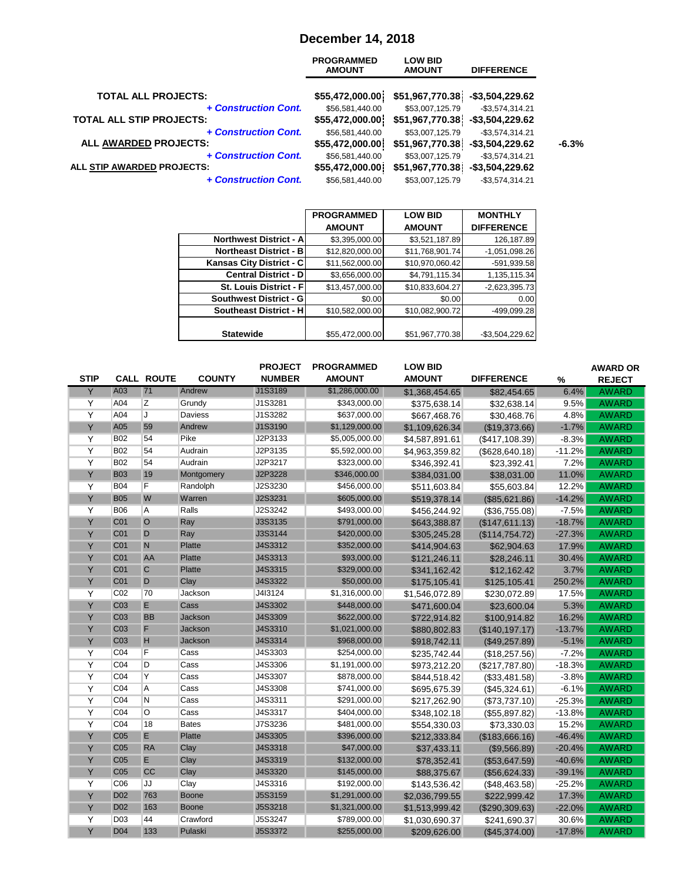# December 14, 2018

| | PROGRAMMED AMOUNT | LOW BID AMOUNT | DIFFERENCE | |
|---|---|---|---|---|
| **TOTAL ALL PROJECTS:** | $55,472,000.00 | $51,967,770.38 | -$3,504,229.62 | |
| ***+ Construction Cont.*** | $56,581,440.00 | $53,007,125.79 | -$3,574,314.21 | |
| **TOTAL ALL STIP PROJECTS:** | $55,472,000.00 | $51,967,770.38 | -$3,504,229.62 | |
| ***+ Construction Cont.*** | $56,581,440.00 | $53,007,125.79 | -$3,574,314.21 | |
| **ALL AWARDED PROJECTS:** | $55,472,000.00 | $51,967,770.38 | -$3,504,229.62 | -6.3% |
| ***+ Construction Cont.*** | $56,581,440.00 | $53,007,125.79 | -$3,574,314.21 | |
| **ALL STIP AWARDED PROJECTS:** | $55,472,000.00 | $51,967,770.38 | -$3,504,229.62 | |
| ***+ Construction Cont.*** | $56,581,440.00 | $53,007,125.79 | -$3,574,314.21 | |

| | PROGRAMMED AMOUNT | LOW BID AMOUNT | MONTHLY DIFFERENCE |
|---|---|---|---|
| **Northwest District - A** | $3,395,000.00 | $3,521,187.89 | 126,187.89 |
| **Northeast District - B** | $12,820,000.00 | $11,768,901.74 | -1,051,098.26 |
| **Kansas City District - C** | $11,562,000.00 | $10,970,060.42 | -591,939.58 |
| **Central District - D** | $3,656,000.00 | $4,791,115.34 | 1,135,115.34 |
| **St. Louis District - F** | $13,457,000.00 | $10,833,604.27 | -2,623,395.73 |
| **Southwest District - G** | $0.00 | $0.00 | 0.00 |
| **Southeast District - H** | $10,582,000.00 | $10,082,900.72 | -499,099.28 |
| **Statewide** | $55,472,000.00 | $51,967,770.38 | -$3,504,229.62 |

| STIP | CALL | ROUTE | COUNTY | PROJECT NUMBER | PROGRAMMED AMOUNT | LOW BID AMOUNT | DIFFERENCE | % | AWARD OR REJECT |
|---|---|---|---|---|---|---|---|---|---|
| Y | A03 | 71 | Andrew | J1S3189 | $1,286,000.00 | $1,368,454.65 | $82,454.65 | 6.4% | AWARD |
| Y | A04 | Z | Grundy | J1S3281 | $343,000.00 | $375,638.14 | $32,638.14 | 9.5% | AWARD |
| Y | A04 | J | Daviess | J1S3282 | $637,000.00 | $667,468.76 | $30,468.76 | 4.8% | AWARD |
| Y | A05 | 59 | Andrew | J1S3190 | $1,129,000.00 | $1,109,626.34 | ($19,373.66) | -1.7% | AWARD |
| Y | B02 | 54 | Pike | J2P3133 | $5,005,000.00 | $4,587,891.61 | ($417,108.39) | -8.3% | AWARD |
| Y | B02 | 54 | Audrain | J2P3135 | $5,592,000.00 | $4,963,359.82 | ($628,640.18) | -11.2% | AWARD |
| Y | B02 | 54 | Audrain | J2P3217 | $323,000.00 | $346,392.41 | $23,392.41 | 7.2% | AWARD |
| Y | B03 | 19 | Montgomery | J2P3228 | $346,000.00 | $384,031.00 | $38,031.00 | 11.0% | AWARD |
| Y | B04 | F | Randolph | J2S3230 | $456,000.00 | $511,603.84 | $55,603.84 | 12.2% | AWARD |
| Y | B05 | W | Warren | J2S3231 | $605,000.00 | $519,378.14 | ($85,621.86) | -14.2% | AWARD |
| Y | B06 | A | Ralls | J2S3242 | $493,000.00 | $456,244.92 | ($36,755.08) | -7.5% | AWARD |
| Y | C01 | O | Ray | J3S3135 | $791,000.00 | $643,388.87 | ($147,611.13) | -18.7% | AWARD |
| Y | C01 | D | Ray | J3S3144 | $420,000.00 | $305,245.28 | ($114,754.72) | -27.3% | AWARD |
| Y | C01 | N | Platte | J4S3312 | $352,000.00 | $414,904.63 | $62,904.63 | 17.9% | AWARD |
| Y | C01 | AA | Platte | J4S3313 | $93,000.00 | $121,246.11 | $28,246.11 | 30.4% | AWARD |
| Y | C01 | C | Platte | J4S3315 | $329,000.00 | $341,162.42 | $12,162.42 | 3.7% | AWARD |
| Y | C01 | D | Clay | J4S3322 | $50,000.00 | $175,105.41 | $125,105.41 | 250.2% | AWARD |
| Y | C02 | 70 | Jackson | J4I3124 | $1,316,000.00 | $1,546,072.89 | $230,072.89 | 17.5% | AWARD |
| Y | C03 | E | Cass | J4S3302 | $448,000.00 | $471,600.04 | $23,600.04 | 5.3% | AWARD |
| Y | C03 | BB | Jackson | J4S3309 | $622,000.00 | $722,914.82 | $100,914.82 | 16.2% | AWARD |
| Y | C03 | F | Jackson | J4S3310 | $1,021,000.00 | $880,802.83 | ($140,197.17) | -13.7% | AWARD |
| Y | C03 | H | Jackson | J4S3314 | $968,000.00 | $918,742.11 | ($49,257.89) | -5.1% | AWARD |
| Y | C04 | F | Cass | J4S3303 | $254,000.00 | $235,742.44 | ($18,257.56) | -7.2% | AWARD |
| Y | C04 | D | Cass | J4S3306 | $1,191,000.00 | $973,212.20 | ($217,787.80) | -18.3% | AWARD |
| Y | C04 | Y | Cass | J4S3307 | $878,000.00 | $844,518.42 | ($33,481.58) | -3.8% | AWARD |
| Y | C04 | A | Cass | J4S3308 | $741,000.00 | $695,675.39 | ($45,324.61) | -6.1% | AWARD |
| Y | C04 | N | Cass | J4S3311 | $291,000.00 | $217,262.90 | ($73,737.10) | -25.3% | AWARD |
| Y | C04 | O | Cass | J4S3317 | $404,000.00 | $348,102.18 | ($55,897.82) | -13.8% | AWARD |
| Y | C04 | 18 | Bates | J7S3236 | $481,000.00 | $554,330.03 | $73,330.03 | 15.2% | AWARD |
| Y | C05 | E | Platte | J4S3305 | $396,000.00 | $212,333.84 | ($183,666.16) | -46.4% | AWARD |
| Y | C05 | RA | Clay | J4S3318 | $47,000.00 | $37,433.11 | ($9,566.89) | -20.4% | AWARD |
| Y | C05 | E | Clay | J4S3319 | $132,000.00 | $78,352.41 | ($53,647.59) | -40.6% | AWARD |
| Y | C05 | CC | Clay | J4S3320 | $145,000.00 | $88,375.67 | ($56,624.33) | -39.1% | AWARD |
| Y | C06 | JJ | Clay | J4S3316 | $192,000.00 | $143,536.42 | ($48,463.58) | -25.2% | AWARD |
| Y | D02 | 763 | Boone | J5S3159 | $1,291,000.00 | $2,036,799.55 | $222,999.42 | 17.3% | AWARD |
| Y | D02 | 163 | Boone | J5S3218 | $1,321,000.00 | $1,513,999.42 | ($290,309.63) | -22.0% | AWARD |
| Y | D03 | 44 | Crawford | J5S3247 | $789,000.00 | $1,030,690.37 | $241,690.37 | 30.6% | AWARD |
| Y | D04 | 133 | Pulaski | J5S3372 | $255,000.00 | $209,626.00 | ($45,374.00) | -17.8% | AWARD |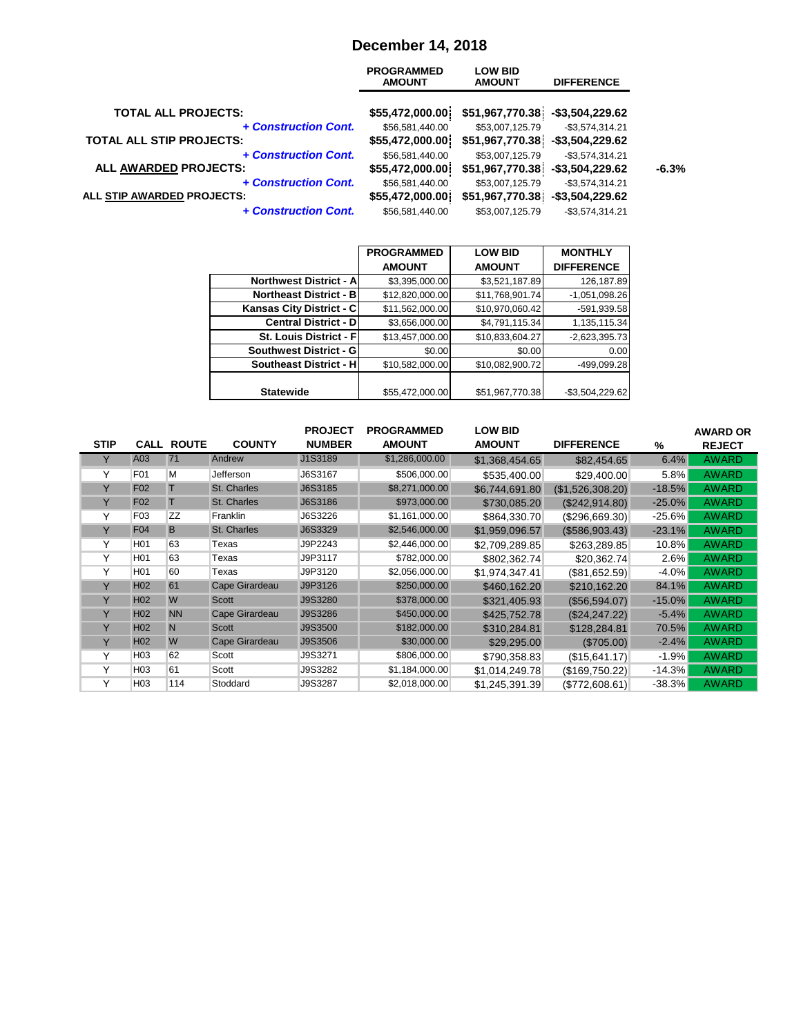## December 14, 2018

| | PROGRAMMED AMOUNT | LOW BID AMOUNT | DIFFERENCE | |
|---|---|---|---|---|
| **TOTAL ALL PROJECTS:** | $55,472,000.00 | $51,967,770.38 | -$3,504,229.62 | |
| *+ Construction Cont.* | $56,581,440.00 | $53,007,125.79 | -$3,574,314.21 | |
| **TOTAL ALL STIP PROJECTS:** | $55,472,000.00 | $51,967,770.38 | -$3,504,229.62 | |
| *+ Construction Cont.* | $56,581,440.00 | $53,007,125.79 | -$3,574,314.21 | |
| **ALL AWARDED PROJECTS:** | $55,472,000.00 | $51,967,770.38 | -$3,504,229.62 | -6.3% |
| *+ Construction Cont.* | $56,581,440.00 | $53,007,125.79 | -$3,574,314.21 | |
| **ALL STIP AWARDED PROJECTS:** | $55,472,000.00 | $51,967,770.38 | -$3,504,229.62 | |
| *+ Construction Cont.* | $56,581,440.00 | $53,007,125.79 | -$3,574,314.21 | |

| | PROGRAMMED AMOUNT | LOW BID AMOUNT | MONTHLY DIFFERENCE |
|---|---|---|---|
| **Northwest District - A** | $3,395,000.00 | $3,521,187.89 | 126,187.89 |
| **Northeast District - B** | $12,820,000.00 | $11,768,901.74 | -1,051,098.26 |
| **Kansas City District - C** | $11,562,000.00 | $10,970,060.42 | -591,939.58 |
| **Central District - D** | $3,656,000.00 | $4,791,115.34 | 1,135,115.34 |
| **St. Louis District - F** | $13,457,000.00 | $10,833,604.27 | -2,623,395.73 |
| **Southwest District - G** | $0.00 | $0.00 | 0.00 |
| **Southeast District - H** | $10,582,000.00 | $10,082,900.72 | -499,099.28 |
| **Statewide** | $55,472,000.00 | $51,967,770.38 | -$3,504,229.62 |

| STIP | CALL | ROUTE | COUNTY | PROJECT NUMBER | PROGRAMMED AMOUNT | LOW BID AMOUNT | DIFFERENCE | % | AWARD OR REJECT |
|---|---|---|---|---|---|---|---|---|---|
| Y | A03 | 71 | Andrew | J1S3189 | $1,286,000.00 | $1,368,454.65 | $82,454.65 | 6.4% | AWARD |
| Y | F01 | M | Jefferson | J6S3167 | $506,000.00 | $535,400.00 | $29,400.00 | 5.8% | AWARD |
| Y | F02 | T | St. Charles | J6S3185 | $8,271,000.00 | $6,744,691.80 | ($1,526,308.20) | -18.5% | AWARD |
| Y | F02 | T | St. Charles | J6S3186 | $973,000.00 | $730,085.20 | ($242,914.80) | -25.0% | AWARD |
| Y | F03 | ZZ | Franklin | J6S3226 | $1,161,000.00 | $864,330.70 | ($296,669.30) | -25.6% | AWARD |
| Y | F04 | B | St. Charles | J6S3329 | $2,546,000.00 | $1,959,096.57 | ($586,903.43) | -23.1% | AWARD |
| Y | H01 | 63 | Texas | J9P2243 | $2,446,000.00 | $2,709,289.85 | $263,289.85 | 10.8% | AWARD |
| Y | H01 | 63 | Texas | J9P3117 | $782,000.00 | $802,362.74 | $20,362.74 | 2.6% | AWARD |
| Y | H01 | 60 | Texas | J9P3120 | $2,056,000.00 | $1,974,347.41 | ($81,652.59) | -4.0% | AWARD |
| Y | H02 | 61 | Cape Girardeau | J9P3126 | $250,000.00 | $460,162.20 | $210,162.20 | 84.1% | AWARD |
| Y | H02 | W | Scott | J9S3280 | $378,000.00 | $321,405.93 | ($56,594.07) | -15.0% | AWARD |
| Y | H02 | NN | Cape Girardeau | J9S3286 | $450,000.00 | $425,752.78 | ($24,247.22) | -5.4% | AWARD |
| Y | H02 | N | Scott | J9S3500 | $182,000.00 | $310,284.81 | $128,284.81 | 70.5% | AWARD |
| Y | H02 | W | Cape Girardeau | J9S3506 | $30,000.00 | $29,295.00 | ($705.00) | -2.4% | AWARD |
| Y | H03 | 62 | Scott | J9S3271 | $806,000.00 | $790,358.83 | ($15,641.17) | -1.9% | AWARD |
| Y | H03 | 61 | Scott | J9S3282 | $1,184,000.00 | $1,014,249.78 | ($169,750.22) | -14.3% | AWARD |
| Y | H03 | 114 | Stoddard | J9S3287 | $2,018,000.00 | $1,245,391.39 | ($772,608.61) | -38.3% | AWARD |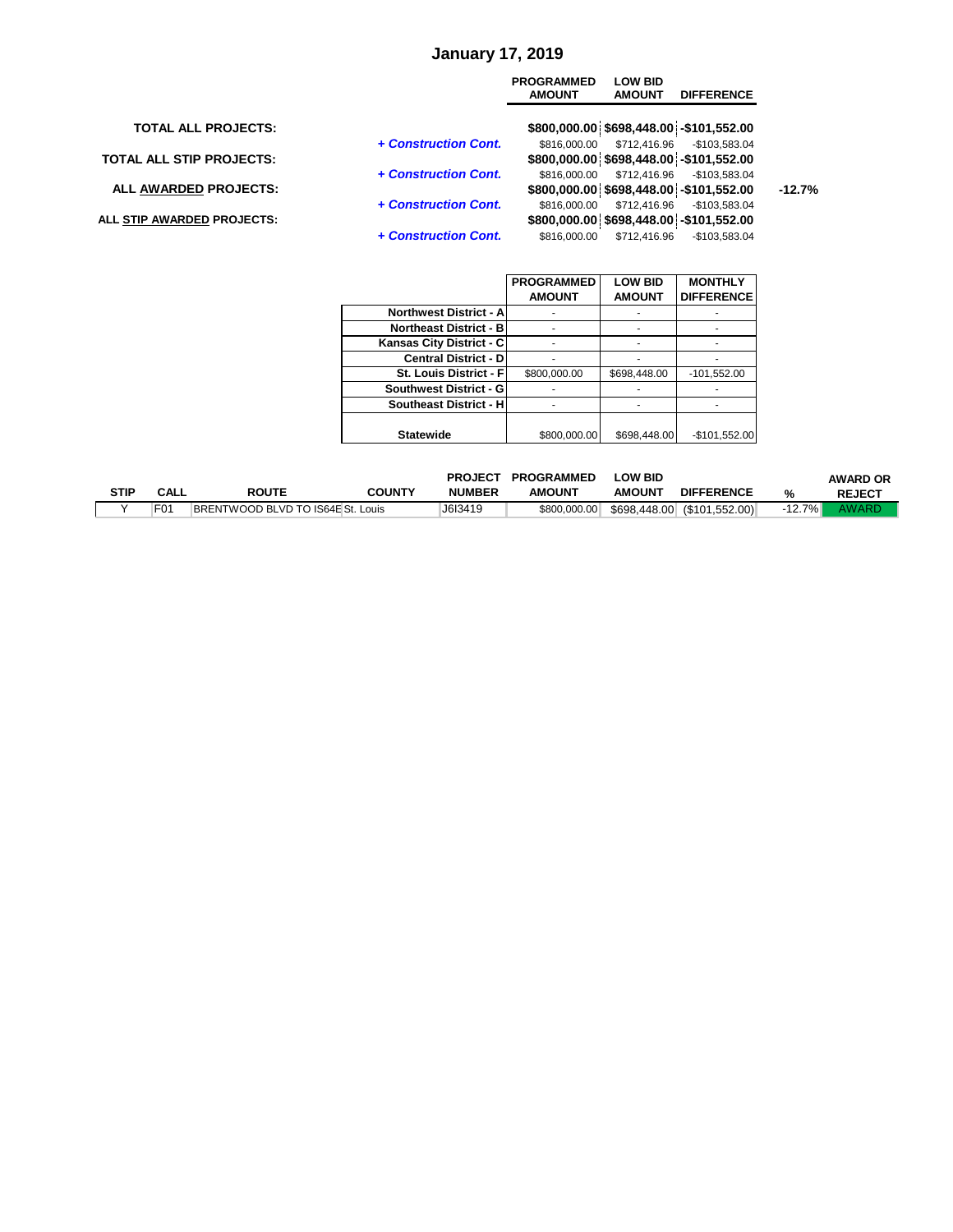# January 17, 2019

| | | PROGRAMMED AMOUNT | LOW BID AMOUNT | DIFFERENCE | |
|---|---|---|---|---|---|
| **TOTAL ALL PROJECTS:** | | **$800,000.00** | **$698,448.00** | **-$101,552.00** | |
| | ***+ Construction Cont.*** | $816,000.00 | $712,416.96 | -$103,583.04 | |
| **TOTAL ALL STIP PROJECTS:** | | **$800,000.00** | **$698,448.00** | **-$101,552.00** | |
| | ***+ Construction Cont.*** | $816,000.00 | $712,416.96 | -$103,583.04 | |
| **ALL AWARDED PROJECTS:** | | **$800,000.00** | **$698,448.00** | **-$101,552.00** | **-12.7%** |
| | ***+ Construction Cont.*** | $816,000.00 | $712,416.96 | -$103,583.04 | |
| **ALL STIP AWARDED PROJECTS:** | | **$800,000.00** | **$698,448.00** | **-$101,552.00** | |
| | ***+ Construction Cont.*** | $816,000.00 | $712,416.96 | -$103,583.04 | |

| | PROGRAMMED AMOUNT | LOW BID AMOUNT | MONTHLY DIFFERENCE |
|---|---|---|---|
| **Northwest District - A** | - | - | - |
| **Northeast District - B** | - | - | - |
| **Kansas City District - C** | - | - | - |
| **Central District - D** | - | - | - |
| **St. Louis District - F** | $800,000.00 | $698,448.00 | -101,552.00 |
| **Southwest District - G** | - | - | - |
| **Southeast District - H** | - | - | - |
| **Statewide** | $800,000.00 | $698,448.00 | -$101,552.00 |

| STIP | CALL | ROUTE | COUNTY | PROJECT NUMBER | PROGRAMMED AMOUNT | LOW BID AMOUNT | DIFFERENCE | % | AWARD OR REJECT |
|---|---|---|---|---|---|---|---|---|---|
| Y | F01 | BRENTWOOD BLVD TO IS64E | St. Louis | J6I3419 | $800,000.00 | $698,448.00 | ($101,552.00) | -12.7% | AWARD |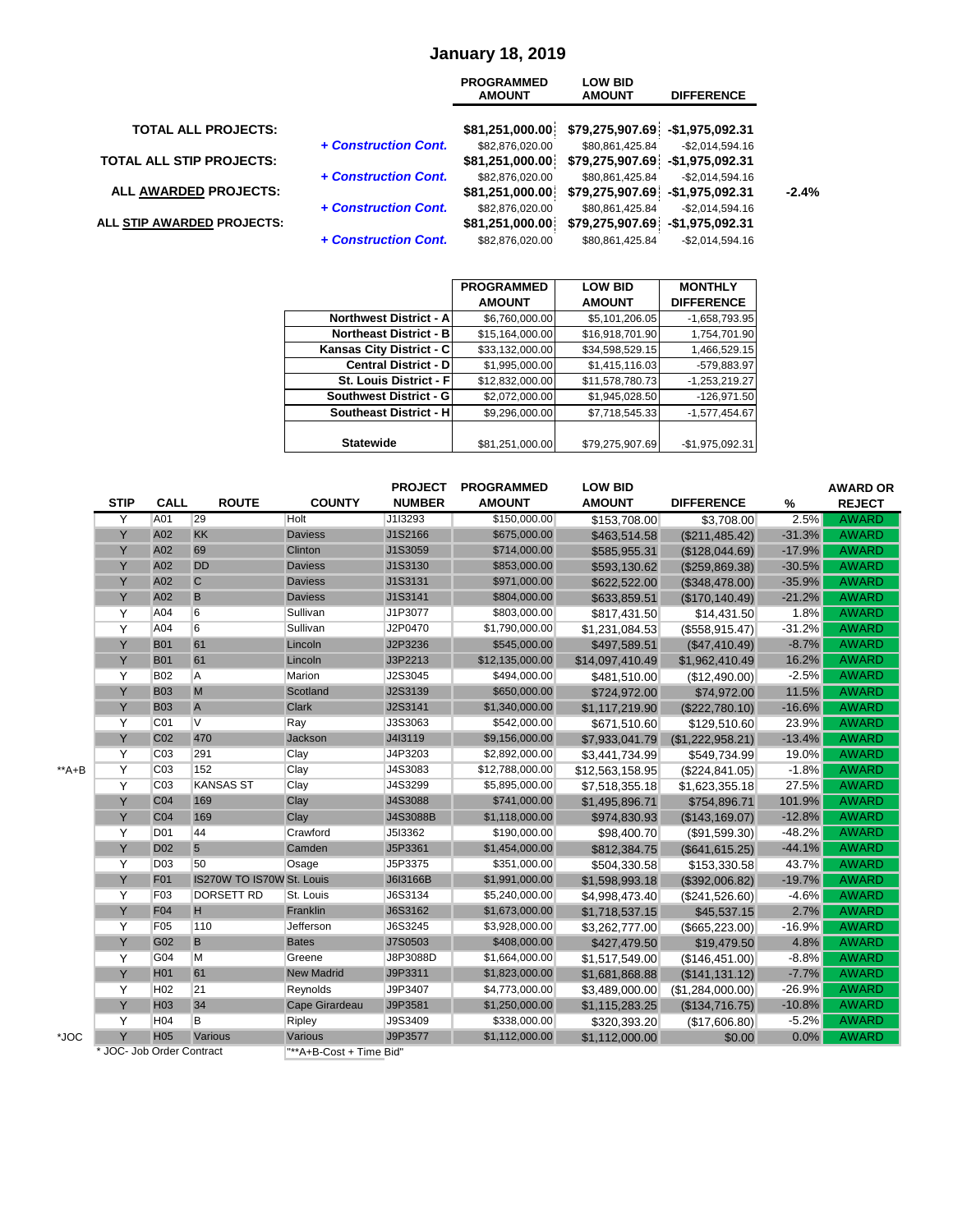# January 18, 2019

| | | PROGRAMMED AMOUNT | LOW BID AMOUNT | DIFFERENCE | |
|---|---|---|---|---|---|
| TOTAL ALL PROJECTS: | | $81,251,000.00 | $79,275,907.69 | -$1,975,092.31 | |
| | + Construction Cont. | $82,876,020.00 | $80,861,425.84 | -$2,014,594.16 | |
| TOTAL ALL STIP PROJECTS: | | $81,251,000.00 | $79,275,907.69 | -$1,975,092.31 | |
| | + Construction Cont. | $82,876,020.00 | $80,861,425.84 | -$2,014,594.16 | |
| ALL AWARDED PROJECTS: | | $81,251,000.00 | $79,275,907.69 | -$1,975,092.31 | -2.4% |
| | + Construction Cont. | $82,876,020.00 | $80,861,425.84 | -$2,014,594.16 | |
| ALL STIP AWARDED PROJECTS: | | $81,251,000.00 | $79,275,907.69 | -$1,975,092.31 | |
| | + Construction Cont. | $82,876,020.00 | $80,861,425.84 | -$2,014,594.16 | |

| | PROGRAMMED AMOUNT | LOW BID AMOUNT | MONTHLY DIFFERENCE |
|---|---|---|---|
| Northwest District - A | $6,760,000.00 | $5,101,206.05 | -1,658,793.95 |
| Northeast District - B | $15,164,000.00 | $16,918,701.90 | 1,754,701.90 |
| Kansas City District - C | $33,132,000.00 | $34,598,529.15 | 1,466,529.15 |
| Central District - D | $1,995,000.00 | $1,415,116.03 | -579,883.97 |
| St. Louis District - F | $12,832,000.00 | $11,578,780.73 | -1,253,219.27 |
| Southwest District - G | $2,072,000.00 | $1,945,028.50 | -126,971.50 |
| Southeast District - H | $9,296,000.00 | $7,718,545.33 | -1,577,454.67 |
| Statewide | $81,251,000.00 | $79,275,907.69 | -$1,975,092.31 |

| | STIP | CALL | ROUTE | COUNTY | PROJECT NUMBER | PROGRAMMED AMOUNT | LOW BID AMOUNT | DIFFERENCE | % | AWARD OR REJECT |
|---|---|---|---|---|---|---|---|---|---|---|
| | Y | A01 | 29 | Holt | J1I3293 | $150,000.00 | $153,708.00 | $3,708.00 | 2.5% | AWARD |
| | Y | A02 | KK | Daviess | J1S2166 | $675,000.00 | $463,514.58 | ($211,485.42) | -31.3% | AWARD |
| | Y | A02 | 69 | Clinton | J1S3059 | $714,000.00 | $585,955.31 | ($128,044.69) | -17.9% | AWARD |
| | Y | A02 | DD | Daviess | J1S3130 | $853,000.00 | $593,130.62 | ($259,869.38) | -30.5% | AWARD |
| | Y | A02 | C | Daviess | J1S3131 | $971,000.00 | $622,522.00 | ($348,478.00) | -35.9% | AWARD |
| | Y | A02 | B | Daviess | J1S3141 | $804,000.00 | $633,859.51 | ($170,140.49) | -21.2% | AWARD |
| | Y | A04 | 6 | Sullivan | J1P3077 | $803,000.00 | $817,431.50 | $14,431.50 | 1.8% | AWARD |
| | Y | A04 | 6 | Sullivan | J2P0470 | $1,790,000.00 | $1,231,084.53 | ($558,915.47) | -31.2% | AWARD |
| | Y | B01 | 61 | Lincoln | J2P3236 | $545,000.00 | $497,589.51 | ($47,410.49) | -8.7% | AWARD |
| | Y | B01 | 61 | Lincoln | J3P2213 | $12,135,000.00 | $14,097,410.49 | $1,962,410.49 | 16.2% | AWARD |
| | Y | B02 | A | Marion | J2S3045 | $494,000.00 | $481,510.00 | ($12,490.00) | -2.5% | AWARD |
| | Y | B03 | M | Scotland | J2S3139 | $650,000.00 | $724,972.00 | $74,972.00 | 11.5% | AWARD |
| | Y | B03 | A | Clark | J2S3141 | $1,340,000.00 | $1,117,219.90 | ($222,780.10) | -16.6% | AWARD |
| | Y | C01 | V | Ray | J3S3063 | $542,000.00 | $671,510.60 | $129,510.60 | 23.9% | AWARD |
| | Y | C02 | 470 | Jackson | J4I3119 | $9,156,000.00 | $7,933,041.79 | ($1,222,958.21) | -13.4% | AWARD |
| | Y | C03 | 291 | Clay | J4P3203 | $2,892,000.00 | $3,441,734.99 | $549,734.99 | 19.0% | AWARD |
| **A+B | Y | C03 | 152 | Clay | J4S3083 | $12,788,000.00 | $12,563,158.95 | ($224,841.05) | -1.8% | AWARD |
| | Y | C03 | KANSAS ST | Clay | J4S3299 | $5,895,000.00 | $7,518,355.18 | $1,623,355.18 | 27.5% | AWARD |
| | Y | C04 | 169 | Clay | J4S3088 | $741,000.00 | $1,495,896.71 | $754,896.71 | 101.9% | AWARD |
| | Y | C04 | 169 | Clay | J4S3088B | $1,118,000.00 | $974,830.93 | ($143,169.07) | -12.8% | AWARD |
| | Y | D01 | 44 | Crawford | J5I3362 | $190,000.00 | $98,400.70 | ($91,599.30) | -48.2% | AWARD |
| | Y | D02 | 5 | Camden | J5P3361 | $1,454,000.00 | $812,384.75 | ($641,615.25) | -44.1% | AWARD |
| | Y | D03 | 50 | Osage | J5P3375 | $351,000.00 | $504,330.58 | $153,330.58 | 43.7% | AWARD |
| | Y | F01 | IS270W TO IS70W | St. Louis | J6I3166B | $1,991,000.00 | $1,598,993.18 | ($392,006.82) | -19.7% | AWARD |
| | Y | F03 | DORSETT RD | St. Louis | J6S3134 | $5,240,000.00 | $4,998,473.40 | ($241,526.60) | -4.6% | AWARD |
| | Y | F04 | H | Franklin | J6S3162 | $1,673,000.00 | $1,718,537.15 | $45,537.15 | 2.7% | AWARD |
| | Y | F05 | 110 | Jefferson | J6S3245 | $3,928,000.00 | $3,262,777.00 | ($665,223.00) | -16.9% | AWARD |
| | Y | G02 | B | Bates | J7S0503 | $408,000.00 | $427,479.50 | $19,479.50 | 4.8% | AWARD |
| | Y | G04 | M | Greene | J8P3088D | $1,664,000.00 | $1,517,549.00 | ($146,451.00) | -8.8% | AWARD |
| | Y | H01 | 61 | New Madrid | J9P3311 | $1,823,000.00 | $1,681,868.88 | ($141,131.12) | -7.7% | AWARD |
| | Y | H02 | 21 | Reynolds | J9P3407 | $4,773,000.00 | $3,489,000.00 | ($1,284,000.00) | -26.9% | AWARD |
| | Y | H03 | 34 | Cape Girardeau | J9P3581 | $1,250,000.00 | $1,115,283.25 | ($134,716.75) | -10.8% | AWARD |
| | Y | H04 | B | Ripley | J9S3409 | $338,000.00 | $320,393.20 | ($17,606.80) | -5.2% | AWARD |
| *JOC | Y | H05 | Various | Various | J9P3577 | $1,112,000.00 | $1,112,000.00 | $0.00 | 0.0% | AWARD |

* JOC- Job Order Contract

"**A+B-Cost + Time Bid"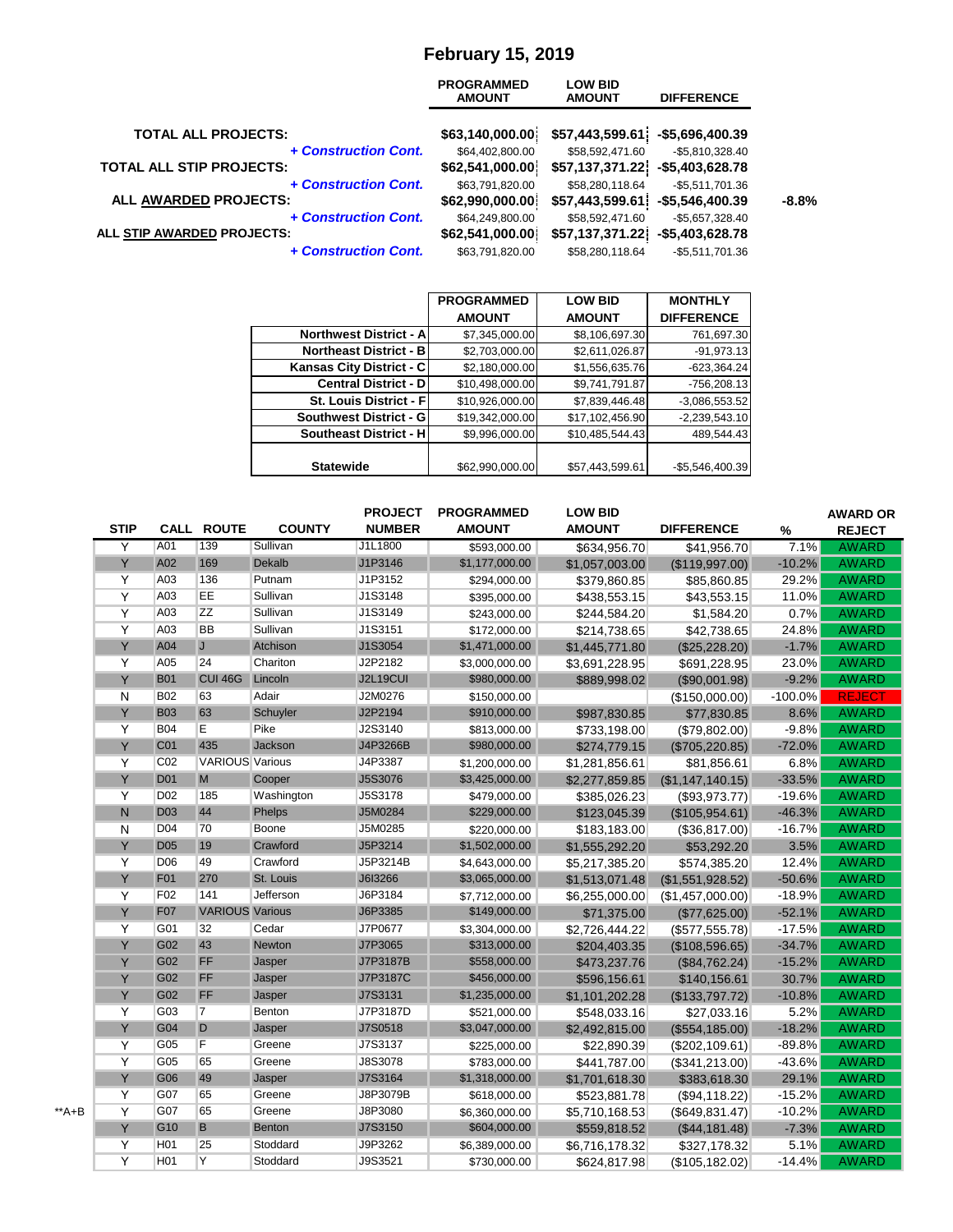# February 15, 2019

| | | PROGRAMMED AMOUNT | LOW BID AMOUNT | DIFFERENCE | |
|---|---|---|---|---|---|
| **TOTAL ALL PROJECTS:** | | **$63,140,000.00** | **$57,443,599.61** | **-$5,696,400.39** | |
| | ***+ Construction Cont.*** | $64,402,800.00 | $58,592,471.60 | -$5,810,328.40 | |
| **TOTAL ALL STIP PROJECTS:** | | **$62,541,000.00** | **$57,137,371.22** | **-$5,403,628.78** | |
| | ***+ Construction Cont.*** | $63,791,820.00 | $58,280,118.64 | -$5,511,701.36 | |
| **ALL AWARDED PROJECTS:** | | **$62,990,000.00** | **$57,443,599.61** | **-$5,546,400.39** | **-8.8%** |
| | ***+ Construction Cont.*** | $64,249,800.00 | $58,592,471.60 | -$5,657,328.40 | |
| **ALL STIP AWARDED PROJECTS:** | | **$62,541,000.00** | **$57,137,371.22** | **-$5,403,628.78** | |
| | ***+ Construction Cont.*** | $63,791,820.00 | $58,280,118.64 | -$5,511,701.36 | |

| | PROGRAMMED AMOUNT | LOW BID AMOUNT | MONTHLY DIFFERENCE |
|---|---|---|---|
| **Northwest District - A** | $7,345,000.00 | $8,106,697.30 | 761,697.30 |
| **Northeast District - B** | $2,703,000.00 | $2,611,026.87 | -91,973.13 |
| **Kansas City District - C** | $2,180,000.00 | $1,556,635.76 | -623,364.24 |
| **Central District - D** | $10,498,000.00 | $9,741,791.87 | -756,208.13 |
| **St. Louis District - F** | $10,926,000.00 | $7,839,446.48 | -3,086,553.52 |
| **Southwest District - G** | $19,342,000.00 | $17,102,456.90 | -2,239,543.10 |
| **Southeast District - H** | $9,996,000.00 | $10,485,544.43 | 489,544.43 |
| **Statewide** | $62,990,000.00 | $57,443,599.61 | -$5,546,400.39 |

| | STIP | CALL | ROUTE | COUNTY | PROJECT NUMBER | PROGRAMMED AMOUNT | LOW BID AMOUNT | DIFFERENCE | % | AWARD OR REJECT |
|---|---|---|---|---|---|---|---|---|---|---|
| | Y | A01 | 139 | Sullivan | J1L1800 | $593,000.00 | $634,956.70 | $41,956.70 | 7.1% | AWARD |
| | Y | A02 | 169 | Dekalb | J1P3146 | $1,177,000.00 | $1,057,003.00 | ($119,997.00) | -10.2% | AWARD |
| | Y | A03 | 136 | Putnam | J1P3152 | $294,000.00 | $379,860.85 | $85,860.85 | 29.2% | AWARD |
| | Y | A03 | EE | Sullivan | J1S3148 | $395,000.00 | $438,553.15 | $43,553.15 | 11.0% | AWARD |
| | Y | A03 | ZZ | Sullivan | J1S3149 | $243,000.00 | $244,584.20 | $1,584.20 | 0.7% | AWARD |
| | Y | A03 | BB | Sullivan | J1S3151 | $172,000.00 | $214,738.65 | $42,738.65 | 24.8% | AWARD |
| | Y | A04 | J | Atchison | J1S3054 | $1,471,000.00 | $1,445,771.80 | ($25,228.20) | -1.7% | AWARD |
| | Y | A05 | 24 | Chariton | J2P2182 | $3,000,000.00 | $3,691,228.95 | $691,228.95 | 23.0% | AWARD |
| | Y | B01 | CUI 46G | Lincoln | J2L19CUI | $980,000.00 | $889,998.02 | ($90,001.98) | -9.2% | AWARD |
| | N | B02 | 63 | Adair | J2M0276 | $150,000.00 | | ($150,000.00) | -100.0% | REJECT |
| | Y | B03 | 63 | Schuyler | J2P2194 | $910,000.00 | $987,830.85 | $77,830.85 | 8.6% | AWARD |
| | Y | B04 | E | Pike | J2S3140 | $813,000.00 | $733,198.00 | ($79,802.00) | -9.8% | AWARD |
| | Y | C01 | 435 | Jackson | J4P3266B | $980,000.00 | $274,779.15 | ($705,220.85) | -72.0% | AWARD |
| | Y | C02 | VARIOUS | Various | J4P3387 | $1,200,000.00 | $1,281,856.61 | $81,856.61 | 6.8% | AWARD |
| | Y | D01 | M | Cooper | J5S3076 | $3,425,000.00 | $2,277,859.85 | ($1,147,140.15) | -33.5% | AWARD |
| | Y | D02 | 185 | Washington | J5S3178 | $479,000.00 | $385,026.23 | ($93,973.77) | -19.6% | AWARD |
| | N | D03 | 44 | Phelps | J5M0284 | $229,000.00 | $123,045.39 | ($105,954.61) | -46.3% | AWARD |
| | N | D04 | 70 | Boone | J5M0285 | $220,000.00 | $183,183.00 | ($36,817.00) | -16.7% | AWARD |
| | Y | D05 | 19 | Crawford | J5P3214 | $1,502,000.00 | $1,555,292.20 | $53,292.20 | 3.5% | AWARD |
| | Y | D06 | 49 | Crawford | J5P3214B | $4,643,000.00 | $5,217,385.20 | $574,385.20 | 12.4% | AWARD |
| | Y | F01 | 270 | St. Louis | J6I3266 | $3,065,000.00 | $1,513,071.48 | ($1,551,928.52) | -50.6% | AWARD |
| | Y | F02 | 141 | Jefferson | J6P3184 | $7,712,000.00 | $6,255,000.00 | ($1,457,000.00) | -18.9% | AWARD |
| | Y | F07 | VARIOUS | Various | J6P3385 | $149,000.00 | $71,375.00 | ($77,625.00) | -52.1% | AWARD |
| | Y | G01 | 32 | Cedar | J7P0677 | $3,304,000.00 | $2,726,444.22 | ($577,555.78) | -17.5% | AWARD |
| | Y | G02 | 43 | Newton | J7P3065 | $313,000.00 | $204,403.35 | ($108,596.65) | -34.7% | AWARD |
| | Y | G02 | FF | Jasper | J7P3187B | $558,000.00 | $473,237.76 | ($84,762.24) | -15.2% | AWARD |
| | Y | G02 | FF | Jasper | J7P3187C | $456,000.00 | $596,156.61 | $140,156.61 | 30.7% | AWARD |
| | Y | G02 | FF | Jasper | J7S3131 | $1,235,000.00 | $1,101,202.28 | ($133,797.72) | -10.8% | AWARD |
| | Y | G03 | 7 | Benton | J7P3187D | $521,000.00 | $548,033.16 | $27,033.16 | 5.2% | AWARD |
| | Y | G04 | D | Jasper | J7S0518 | $3,047,000.00 | $2,492,815.00 | ($554,185.00) | -18.2% | AWARD |
| | Y | G05 | F | Greene | J7S3137 | $225,000.00 | $22,890.39 | ($202,109.61) | -89.8% | AWARD |
| | Y | G05 | 65 | Greene | J8S3078 | $783,000.00 | $441,787.00 | ($341,213.00) | -43.6% | AWARD |
| | Y | G06 | 49 | Jasper | J7S3164 | $1,318,000.00 | $1,701,618.30 | $383,618.30 | 29.1% | AWARD |
| | Y | G07 | 65 | Greene | J8P3079B | $618,000.00 | $523,881.78 | ($94,118.22) | -15.2% | AWARD |
| **A+B | Y | G07 | 65 | Greene | J8P3080 | $6,360,000.00 | $5,710,168.53 | ($649,831.47) | -10.2% | AWARD |
| | Y | G10 | B | Benton | J7S3150 | $604,000.00 | $559,818.52 | ($44,181.48) | -7.3% | AWARD |
| | Y | H01 | 25 | Stoddard | J9P3262 | $6,389,000.00 | $6,716,178.32 | $327,178.32 | 5.1% | AWARD |
| | Y | H01 | Y | Stoddard | J9S3521 | $730,000.00 | $624,817.98 | ($105,182.02) | -14.4% | AWARD |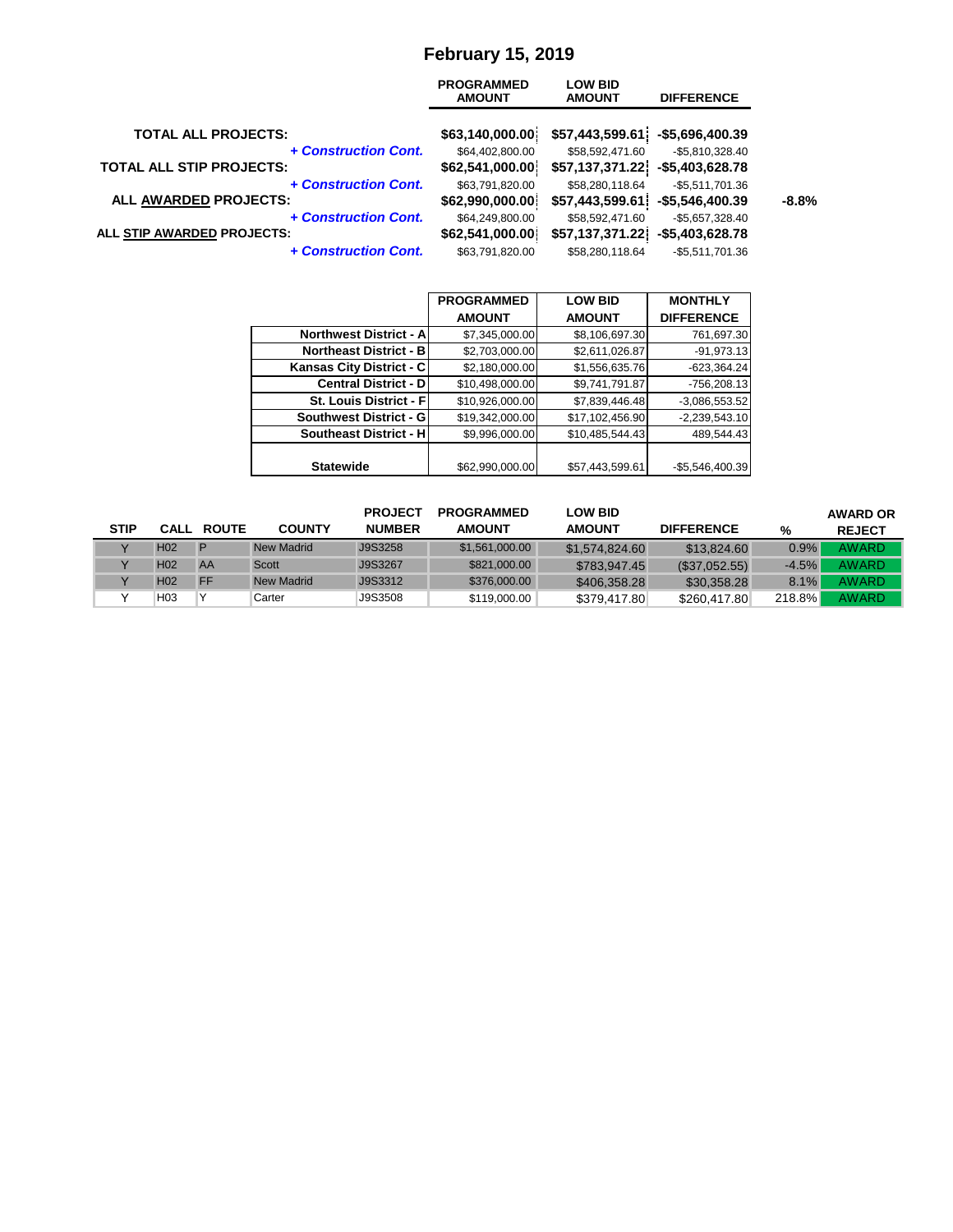# February 15, 2019

| | | PROGRAMMED AMOUNT | LOW BID AMOUNT | DIFFERENCE | |
|---|---|---|---|---|---|
| **TOTAL ALL PROJECTS:** | | **$63,140,000.00** | **$57,443,599.61** | **-$5,696,400.39** | |
| | ***+ Construction Cont.*** | $64,402,800.00 | $58,592,471.60 | -$5,810,328.40 | |
| **TOTAL ALL STIP PROJECTS:** | | **$62,541,000.00** | **$57,137,371.22** | **-$5,403,628.78** | |
| | ***+ Construction Cont.*** | $63,791,820.00 | $58,280,118.64 | -$5,511,701.36 | |
| **ALL AWARDED PROJECTS:** | | **$62,990,000.00** | **$57,443,599.61** | **-$5,546,400.39** | **-8.8%** |
| | ***+ Construction Cont.*** | $64,249,800.00 | $58,592,471.60 | -$5,657,328.40 | |
| **ALL STIP AWARDED PROJECTS:** | | **$62,541,000.00** | **$57,137,371.22** | **-$5,403,628.78** | |
| | ***+ Construction Cont.*** | $63,791,820.00 | $58,280,118.64 | -$5,511,701.36 | |

| | PROGRAMMED AMOUNT | LOW BID AMOUNT | MONTHLY DIFFERENCE |
|---|---|---|---|
| **Northwest District - A** | $7,345,000.00 | $8,106,697.30 | 761,697.30 |
| **Northeast District - B** | $2,703,000.00 | $2,611,026.87 | -91,973.13 |
| **Kansas City District - C** | $2,180,000.00 | $1,556,635.76 | -623,364.24 |
| **Central District - D** | $10,498,000.00 | $9,741,791.87 | -756,208.13 |
| **St. Louis District - F** | $10,926,000.00 | $7,839,446.48 | -3,086,553.52 |
| **Southwest District - G** | $19,342,000.00 | $17,102,456.90 | -2,239,543.10 |
| **Southeast District - H** | $9,996,000.00 | $10,485,544.43 | 489,544.43 |
| **Statewide** | $62,990,000.00 | $57,443,599.61 | -$5,546,400.39 |

| STIP | CALL | ROUTE | COUNTY | PROJECT NUMBER | PROGRAMMED AMOUNT | LOW BID AMOUNT | DIFFERENCE | % | AWARD OR REJECT |
|---|---|---|---|---|---|---|---|---|---|
| Y | H02 | P | New Madrid | J9S3258 | $1,561,000.00 | $1,574,824.60 | $13,824.60 | 0.9% | AWARD |
| Y | H02 | AA | Scott | J9S3267 | $821,000.00 | $783,947.45 | ($37,052.55) | -4.5% | AWARD |
| Y | H02 | FF | New Madrid | J9S3312 | $376,000.00 | $406,358.28 | $30,358.28 | 8.1% | AWARD |
| Y | H03 | Y | Carter | J9S3508 | $119,000.00 | $379,417.80 | $260,417.80 | 218.8% | AWARD |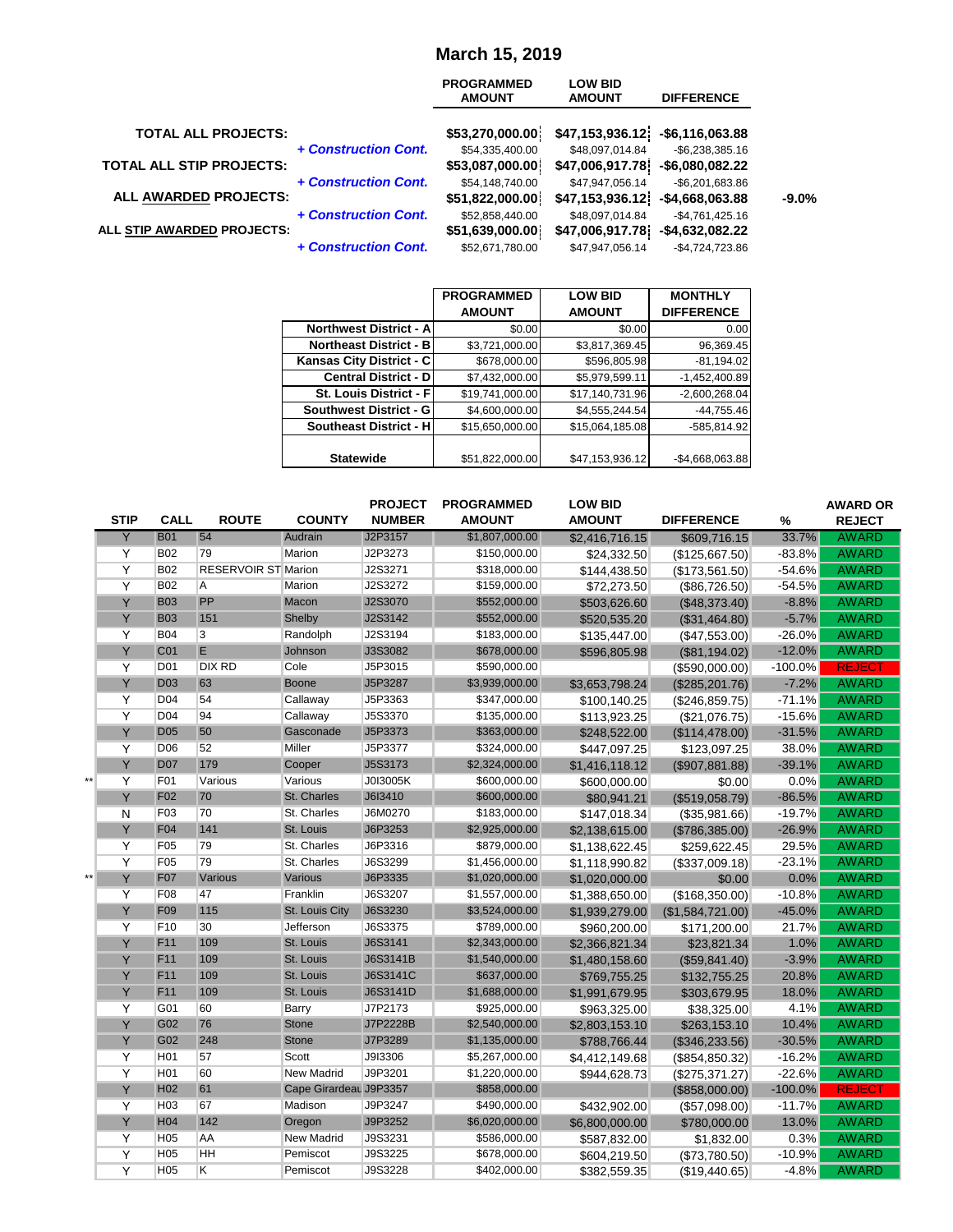# March 15, 2019

| | | PROGRAMMED AMOUNT | LOW BID AMOUNT | DIFFERENCE | |
|---|---|---|---|---|---|
| **TOTAL ALL PROJECTS:** | | $53,270,000.00 | $47,153,936.12 | -$6,116,063.88 | |
| | *+ Construction Cont.* | $54,335,400.00 | $48,097,014.84 | -$6,238,385.16 | |
| **TOTAL ALL STIP PROJECTS:** | | $53,087,000.00 | $47,006,917.78 | -$6,080,082.22 | |
| | *+ Construction Cont.* | $54,148,740.00 | $47,947,056.14 | -$6,201,683.86 | |
| **ALL AWARDED PROJECTS:** | | $51,822,000.00 | $47,153,936.12 | -$4,668,063.88 | -9.0% |
| | *+ Construction Cont.* | $52,858,440.00 | $48,097,014.84 | -$4,761,425.16 | |
| **ALL STIP AWARDED PROJECTS:** | | $51,639,000.00 | $47,006,917.78 | -$4,632,082.22 | |
| | *+ Construction Cont.* | $52,671,780.00 | $47,947,056.14 | -$4,724,723.86 | |

| | PROGRAMMED AMOUNT | LOW BID AMOUNT | MONTHLY DIFFERENCE |
|---|---|---|---|
| **Northwest District - A** | $0.00 | $0.00 | 0.00 |
| **Northeast District - B** | $3,721,000.00 | $3,817,369.45 | 96,369.45 |
| **Kansas City District - C** | $678,000.00 | $596,805.98 | -81,194.02 |
| **Central District - D** | $7,432,000.00 | $5,979,599.11 | -1,452,400.89 |
| **St. Louis District - F** | $19,741,000.00 | $17,140,731.96 | -2,600,268.04 |
| **Southwest District - G** | $4,600,000.00 | $4,555,244.54 | -44,755.46 |
| **Southeast District - H** | $15,650,000.00 | $15,064,185.08 | -585,814.92 |
| **Statewide** | $51,822,000.00 | $47,153,936.12 | -$4,668,063.88 |

| | STIP | CALL | ROUTE | COUNTY | PROJECT NUMBER | PROGRAMMED AMOUNT | LOW BID AMOUNT | DIFFERENCE | % | AWARD OR REJECT |
|---|---|---|---|---|---|---|---|---|---|---|
| | Y | B01 | 54 | Audrain | J2P3157 | $1,807,000.00 | $2,416,716.15 | $609,716.15 | 33.7% | AWARD |
| | Y | B02 | 79 | Marion | J2P3273 | $150,000.00 | $24,332.50 | ($125,667.50) | -83.8% | AWARD |
| | Y | B02 | RESERVOIR ST | Marion | J2S3271 | $318,000.00 | $144,438.50 | ($173,561.50) | -54.6% | AWARD |
| | Y | B02 | A | Marion | J2S3272 | $159,000.00 | $72,273.50 | ($86,726.50) | -54.5% | AWARD |
| | Y | B03 | PP | Macon | J2S3070 | $552,000.00 | $503,626.60 | ($48,373.40) | -8.8% | AWARD |
| | Y | B03 | 151 | Shelby | J2S3142 | $552,000.00 | $520,535.20 | ($31,464.80) | -5.7% | AWARD |
| | Y | B04 | 3 | Randolph | J2S3194 | $183,000.00 | $135,447.00 | ($47,553.00) | -26.0% | AWARD |
| | Y | C01 | E | Johnson | J3S3082 | $678,000.00 | $596,805.98 | ($81,194.02) | -12.0% | AWARD |
| | Y | D01 | DIX RD | Cole | J5P3015 | $590,000.00 | | ($590,000.00) | -100.0% | REJECT |
| | Y | D03 | 63 | Boone | J5P3287 | $3,939,000.00 | $3,653,798.24 | ($285,201.76) | -7.2% | AWARD |
| | Y | D04 | 54 | Callaway | J5P3363 | $347,000.00 | $100,140.25 | ($246,859.75) | -71.1% | AWARD |
| | Y | D04 | 94 | Callaway | J5S3370 | $135,000.00 | $113,923.25 | ($21,076.75) | -15.6% | AWARD |
| | Y | D05 | 50 | Gasconade | J5P3373 | $363,000.00 | $248,522.00 | ($114,478.00) | -31.5% | AWARD |
| | Y | D06 | 52 | Miller | J5P3377 | $324,000.00 | $447,097.25 | $123,097.25 | 38.0% | AWARD |
| | Y | D07 | 179 | Cooper | J5S3173 | $2,324,000.00 | $1,416,118.12 | ($907,881.88) | -39.1% | AWARD |
| ** | Y | F01 | Various | Various | J0I3005K | $600,000.00 | $600,000.00 | $0.00 | 0.0% | AWARD |
| | Y | F02 | 70 | St. Charles | J6I3410 | $600,000.00 | $80,941.21 | ($519,058.79) | -86.5% | AWARD |
| | N | F03 | 70 | St. Charles | J6M0270 | $183,000.00 | $147,018.34 | ($35,981.66) | -19.7% | AWARD |
| | Y | F04 | 141 | St. Louis | J6P3253 | $2,925,000.00 | $2,138,615.00 | ($786,385.00) | -26.9% | AWARD |
| | Y | F05 | 79 | St. Charles | J6P3316 | $879,000.00 | $1,138,622.45 | $259,622.45 | 29.5% | AWARD |
| | Y | F05 | 79 | St. Charles | J6S3299 | $1,456,000.00 | $1,118,990.82 | ($337,009.18) | -23.1% | AWARD |
| ** | Y | F07 | Various | Various | J6P3335 | $1,020,000.00 | $1,020,000.00 | $0.00 | 0.0% | AWARD |
| | Y | F08 | 47 | Franklin | J6S3207 | $1,557,000.00 | $1,388,650.00 | ($168,350.00) | -10.8% | AWARD |
| | Y | F09 | 115 | St. Louis City | J6S3230 | $3,524,000.00 | $1,939,279.00 | ($1,584,721.00) | -45.0% | AWARD |
| | Y | F10 | 30 | Jefferson | J6S3375 | $789,000.00 | $960,200.00 | $171,200.00 | 21.7% | AWARD |
| | Y | F11 | 109 | St. Louis | J6S3141 | $2,343,000.00 | $2,366,821.34 | $23,821.34 | 1.0% | AWARD |
| | Y | F11 | 109 | St. Louis | J6S3141B | $1,540,000.00 | $1,480,158.60 | ($59,841.40) | -3.9% | AWARD |
| | Y | F11 | 109 | St. Louis | J6S3141C | $637,000.00 | $769,755.25 | $132,755.25 | 20.8% | AWARD |
| | Y | F11 | 109 | St. Louis | J6S3141D | $1,688,000.00 | $1,991,679.95 | $303,679.95 | 18.0% | AWARD |
| | Y | G01 | 60 | Barry | J7P2173 | $925,000.00 | $963,325.00 | $38,325.00 | 4.1% | AWARD |
| | Y | G02 | 76 | Stone | J7P2228B | $2,540,000.00 | $2,803,153.10 | $263,153.10 | 10.4% | AWARD |
| | Y | G02 | 248 | Stone | J7P3289 | $1,135,000.00 | $788,766.44 | ($346,233.56) | -30.5% | AWARD |
| | Y | H01 | 57 | Scott | J9I3306 | $5,267,000.00 | $4,412,149.68 | ($854,850.32) | -16.2% | AWARD |
| | Y | H01 | 60 | New Madrid | J9P3201 | $1,220,000.00 | $944,628.73 | ($275,371.27) | -22.6% | AWARD |
| | Y | H02 | 61 | Cape Girardeau | J9P3357 | $858,000.00 | | ($858,000.00) | -100.0% | REJECT |
| | Y | H03 | 67 | Madison | J9P3247 | $490,000.00 | $432,902.00 | ($57,098.00) | -11.7% | AWARD |
| | Y | H04 | 142 | Oregon | J9P3252 | $6,020,000.00 | $6,800,000.00 | $780,000.00 | 13.0% | AWARD |
| | Y | H05 | AA | New Madrid | J9S3231 | $586,000.00 | $587,832.00 | $1,832.00 | 0.3% | AWARD |
| | Y | H05 | HH | Pemiscot | J9S3225 | $678,000.00 | $604,219.50 | ($73,780.50) | -10.9% | AWARD |
| | Y | H05 | K | Pemiscot | J9S3228 | $402,000.00 | $382,559.35 | ($19,440.65) | -4.8% | AWARD |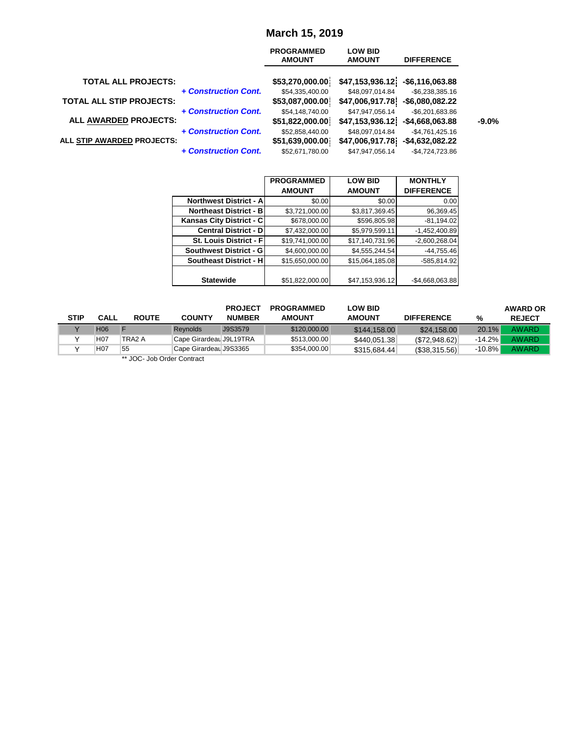# March 15, 2019

| | | PROGRAMMED AMOUNT | LOW BID AMOUNT | DIFFERENCE | |
|---|---|---|---|---|---|
| **TOTAL ALL PROJECTS:** | | **$53,270,000.00** | **$47,153,936.12** | **-$6,116,063.88** | |
| | ***+ Construction Cont.*** | $54,335,400.00 | $48,097,014.84 | -$6,238,385.16 | |
| **TOTAL ALL STIP PROJECTS:** | | **$53,087,000.00** | **$47,006,917.78** | **-$6,080,082.22** | |
| | ***+ Construction Cont.*** | $54,148,740.00 | $47,947,056.14 | -$6,201,683.86 | |
| **ALL AWARDED PROJECTS:** | | **$51,822,000.00** | **$47,153,936.12** | **-$4,668,063.88** | **-9.0%** |
| | ***+ Construction Cont.*** | $52,858,440.00 | $48,097,014.84 | -$4,761,425.16 | |
| **ALL STIP AWARDED PROJECTS:** | | **$51,639,000.00** | **$47,006,917.78** | **-$4,632,082.22** | |
| | ***+ Construction Cont.*** | $52,671,780.00 | $47,947,056.14 | -$4,724,723.86 | |

| | PROGRAMMED AMOUNT | LOW BID AMOUNT | MONTHLY DIFFERENCE |
|---|---|---|---|
| **Northwest District - A** | $0.00 | $0.00 | 0.00 |
| **Northeast District - B** | $3,721,000.00 | $3,817,369.45 | 96,369.45 |
| **Kansas City District - C** | $678,000.00 | $596,805.98 | -81,194.02 |
| **Central District - D** | $7,432,000.00 | $5,979,599.11 | -1,452,400.89 |
| **St. Louis District - F** | $19,741,000.00 | $17,140,731.96 | -2,600,268.04 |
| **Southwest District - G** | $4,600,000.00 | $4,555,244.54 | -44,755.46 |
| **Southeast District - H** | $15,650,000.00 | $15,064,185.08 | -585,814.92 |
| **Statewide** | $51,822,000.00 | $47,153,936.12 | -$4,668,063.88 |

| STIP | CALL | ROUTE | COUNTY | PROJECT NUMBER | PROGRAMMED AMOUNT | LOW BID AMOUNT | DIFFERENCE | % | AWARD OR REJECT |
|---|---|---|---|---|---|---|---|---|---|
| Y | H06 | F | Reynolds | J9S3579 | $120,000.00 | $144,158.00 | $24,158.00 | 20.1% | AWARD |
| Y | H07 | TRA2 A | Cape Girardeau | J9L19TRA | $513,000.00 | $440,051.38 | ($72,948.62) | -14.2% | AWARD |
| Y | H07 | 55 | Cape Girardeau | J9S3365 | $354,000.00 | $315,684.44 | ($38,315.56) | -10.8% | AWARD |

** JOC- Job Order Contract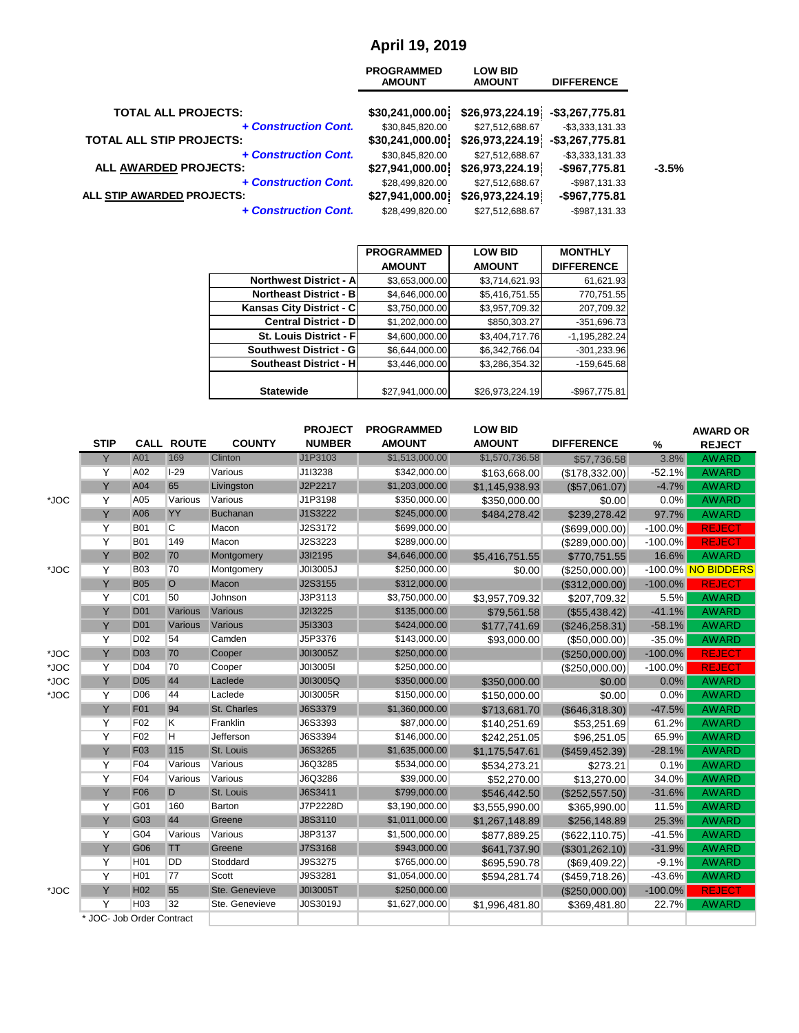# April 19, 2019

| | PROGRAMMED AMOUNT | LOW BID AMOUNT | DIFFERENCE | |
|---|---|---|---|---|
| **TOTAL ALL PROJECTS:** | **$30,241,000.00** | **$26,973,224.19** | **-$3,267,775.81** | |
| ***+ Construction Cont.*** | $30,845,820.00 | $27,512,688.67 | -$3,333,131.33 | |
| **TOTAL ALL STIP PROJECTS:** | **$30,241,000.00** | **$26,973,224.19** | **-$3,267,775.81** | |
| ***+ Construction Cont.*** | $30,845,820.00 | $27,512,688.67 | -$3,333,131.33 | |
| **ALL AWARDED PROJECTS:** | **$27,941,000.00** | **$26,973,224.19** | **-$967,775.81** | **-3.5%** |
| ***+ Construction Cont.*** | $28,499,820.00 | $27,512,688.67 | -$987,131.33 | |
| **ALL STIP AWARDED PROJECTS:** | **$27,941,000.00** | **$26,973,224.19** | **-$967,775.81** | |
| ***+ Construction Cont.*** | $28,499,820.00 | $27,512,688.67 | -$987,131.33 | |

| | PROGRAMMED AMOUNT | LOW BID AMOUNT | MONTHLY DIFFERENCE |
|---|---|---|---|
| **Northwest District - A** | $3,653,000.00 | $3,714,621.93 | 61,621.93 |
| **Northeast District - B** | $4,646,000.00 | $5,416,751.55 | 770,751.55 |
| **Kansas City District - C** | $3,750,000.00 | $3,957,709.32 | 207,709.32 |
| **Central District - D** | $1,202,000.00 | $850,303.27 | -351,696.73 |
| **St. Louis District - F** | $4,600,000.00 | $3,404,717.76 | -1,195,282.24 |
| **Southwest District - G** | $6,644,000.00 | $6,342,766.04 | -301,233.96 |
| **Southeast District - H** | $3,446,000.00 | $3,286,354.32 | -159,645.68 |
| **Statewide** | $27,941,000.00 | $26,973,224.19 | -$967,775.81 |

| | STIP | CALL | ROUTE | COUNTY | PROJECT NUMBER | PROGRAMMED AMOUNT | LOW BID AMOUNT | DIFFERENCE | % | AWARD OR REJECT |
|---|---|---|---|---|---|---|---|---|---|---|
| | Y | A01 | 169 | Clinton | J1P3103 | $1,513,000.00 | $1,570,736.58 | $57,736.58 | 3.8% | AWARD |
| | Y | A02 | I-29 | Various | J1I3238 | $342,000.00 | $163,668.00 | ($178,332.00) | -52.1% | AWARD |
| | Y | A04 | 65 | Livingston | J2P2217 | $1,203,000.00 | $1,145,938.93 | ($57,061.07) | -4.7% | AWARD |
| *JOC | Y | A05 | Various | Various | J1P3198 | $350,000.00 | $350,000.00 | $0.00 | 0.0% | AWARD |
| | Y | A06 | YY | Buchanan | J1S3222 | $245,000.00 | $484,278.42 | $239,278.42 | 97.7% | AWARD |
| | Y | B01 | C | Macon | J2S3172 | $699,000.00 | | ($699,000.00) | -100.0% | REJECT |
| | Y | B01 | 149 | Macon | J2S3223 | $289,000.00 | | ($289,000.00) | -100.0% | REJECT |
| | Y | B02 | 70 | Montgomery | J3I2195 | $4,646,000.00 | $5,416,751.55 | $770,751.55 | 16.6% | AWARD |
| *JOC | Y | B03 | 70 | Montgomery | J0I3005J | $250,000.00 | $0.00 | ($250,000.00) | -100.0% | NO BIDDERS |
| | Y | B05 | O | Macon | J2S3155 | $312,000.00 | | ($312,000.00) | -100.0% | REJECT |
| | Y | C01 | 50 | Johnson | J3P3113 | $3,750,000.00 | $3,957,709.32 | $207,709.32 | 5.5% | AWARD |
| | Y | D01 | Various | Various | J2I3225 | $135,000.00 | $79,561.58 | ($55,438.42) | -41.1% | AWARD |
| | Y | D01 | Various | Various | J5I3303 | $424,000.00 | $177,741.69 | ($246,258.31) | -58.1% | AWARD |
| | Y | D02 | 54 | Camden | J5P3376 | $143,000.00 | $93,000.00 | ($50,000.00) | -35.0% | AWARD |
| *JOC | Y | D03 | 70 | Cooper | J0I3005Z | $250,000.00 | | ($250,000.00) | -100.0% | REJECT |
| *JOC | Y | D04 | 70 | Cooper | J0I3005I | $250,000.00 | | ($250,000.00) | -100.0% | REJECT |
| *JOC | Y | D05 | 44 | Laclede | J0I3005Q | $350,000.00 | $350,000.00 | $0.00 | 0.0% | AWARD |
| *JOC | Y | D06 | 44 | Laclede | J0I3005R | $150,000.00 | $150,000.00 | $0.00 | 0.0% | AWARD |
| | Y | F01 | 94 | St. Charles | J6S3379 | $1,360,000.00 | $713,681.70 | ($646,318.30) | -47.5% | AWARD |
| | Y | F02 | K | Franklin | J6S3393 | $87,000.00 | $140,251.69 | $53,251.69 | 61.2% | AWARD |
| | Y | F02 | H | Jefferson | J6S3394 | $146,000.00 | $242,251.05 | $96,251.05 | 65.9% | AWARD |
| | Y | F03 | 115 | St. Louis | J6S3265 | $1,635,000.00 | $1,175,547.61 | ($459,452.39) | -28.1% | AWARD |
| | Y | F04 | Various | Various | J6Q3285 | $534,000.00 | $534,273.21 | $273.21 | 0.1% | AWARD |
| | Y | F04 | Various | Various | J6Q3286 | $39,000.00 | $52,270.00 | $13,270.00 | 34.0% | AWARD |
| | Y | F06 | D | St. Louis | J6S3411 | $799,000.00 | $546,442.50 | ($252,557.50) | -31.6% | AWARD |
| | Y | G01 | 160 | Barton | J7P2228D | $3,190,000.00 | $3,555,990.00 | $365,990.00 | 11.5% | AWARD |
| | Y | G03 | 44 | Greene | J8S3110 | $1,011,000.00 | $1,267,148.89 | $256,148.89 | 25.3% | AWARD |
| | Y | G04 | Various | Various | J8P3137 | $1,500,000.00 | $877,889.25 | ($622,110.75) | -41.5% | AWARD |
| | Y | G06 | TT | Greene | J7S3168 | $943,000.00 | $641,737.90 | ($301,262.10) | -31.9% | AWARD |
| | Y | H01 | DD | Stoddard | J9S3275 | $765,000.00 | $695,590.78 | ($69,409.22) | -9.1% | AWARD |
| | Y | H01 | 77 | Scott | J9S3281 | $1,054,000.00 | $594,281.74 | ($459,718.26) | -43.6% | AWARD |
| *JOC | Y | H02 | 55 | Ste. Genevieve | J0I3005T | $250,000.00 | | ($250,000.00) | -100.0% | REJECT |
| | Y | H03 | 32 | Ste. Genevieve | J0S3019J | $1,627,000.00 | $1,996,481.80 | $369,481.80 | 22.7% | AWARD |

* JOC- Job Order Contract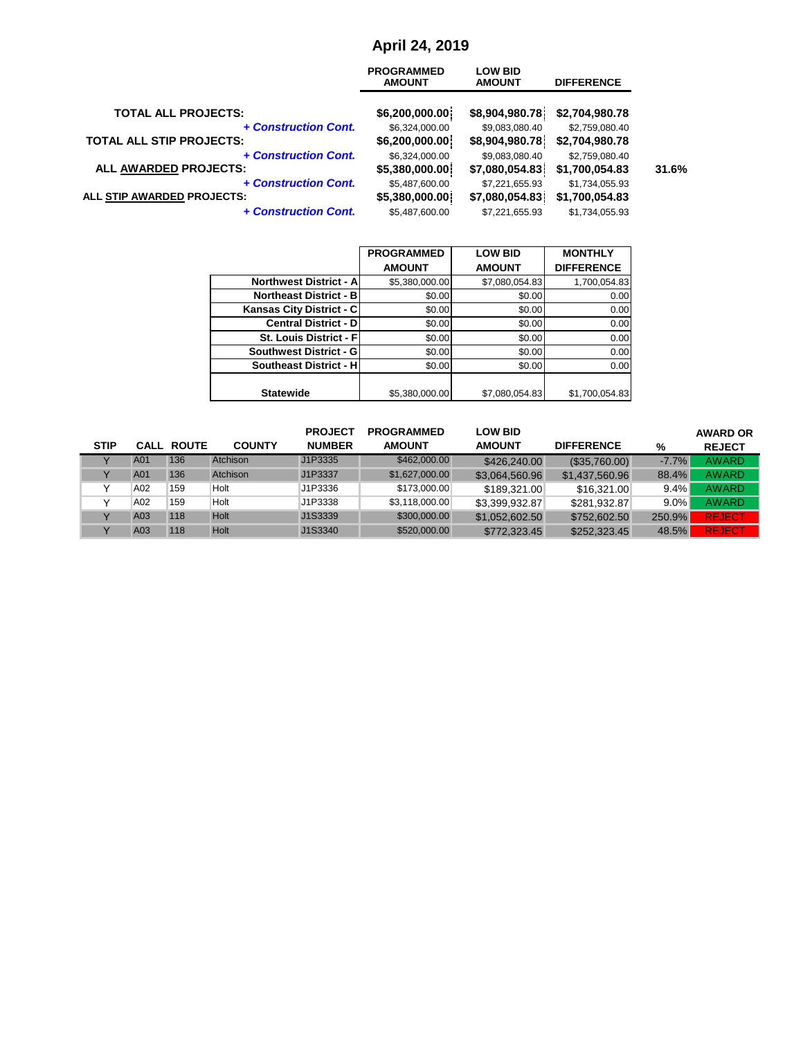# April 24, 2019

| | PROGRAMMED AMOUNT | LOW BID AMOUNT | DIFFERENCE | |
|---|---|---|---|---|
| **TOTAL ALL PROJECTS:** | **$6,200,000.00** | **$8,904,980.78** | **$2,704,980.78** | |
| ***+ Construction Cont.*** | $6,324,000.00 | $9,083,080.40 | $2,759,080.40 | |
| **TOTAL ALL STIP PROJECTS:** | **$6,200,000.00** | **$8,904,980.78** | **$2,704,980.78** | |
| ***+ Construction Cont.*** | $6,324,000.00 | $9,083,080.40 | $2,759,080.40 | |
| **ALL AWARDED PROJECTS:** | **$5,380,000.00** | **$7,080,054.83** | **$1,700,054.83** | **31.6%** |
| ***+ Construction Cont.*** | $5,487,600.00 | $7,221,655.93 | $1,734,055.93 | |
| **ALL STIP AWARDED PROJECTS:** | **$5,380,000.00** | **$7,080,054.83** | **$1,700,054.83** | |
| ***+ Construction Cont.*** | $5,487,600.00 | $7,221,655.93 | $1,734,055.93 | |

| | PROGRAMMED AMOUNT | LOW BID AMOUNT | MONTHLY DIFFERENCE |
|---|---|---|---|
| **Northwest District - A** | $5,380,000.00 | $7,080,054.83 | 1,700,054.83 |
| **Northeast District - B** | $0.00 | $0.00 | 0.00 |
| **Kansas City District - C** | $0.00 | $0.00 | 0.00 |
| **Central District - D** | $0.00 | $0.00 | 0.00 |
| **St. Louis District - F** | $0.00 | $0.00 | 0.00 |
| **Southwest District - G** | $0.00 | $0.00 | 0.00 |
| **Southeast District - H** | $0.00 | $0.00 | 0.00 |
| **Statewide** | $5,380,000.00 | $7,080,054.83 | $1,700,054.83 |

| STIP | CALL | ROUTE | COUNTY | PROJECT NUMBER | PROGRAMMED AMOUNT | LOW BID AMOUNT | DIFFERENCE | % | AWARD OR REJECT |
|---|---|---|---|---|---|---|---|---|---|
| Y | A01 | 136 | Atchison | J1P3335 | $462,000.00 | $426,240.00 | ($35,760.00) | -7.7% | AWARD |
| Y | A01 | 136 | Atchison | J1P3337 | $1,627,000.00 | $3,064,560.96 | $1,437,560.96 | 88.4% | AWARD |
| Y | A02 | 159 | Holt | J1P3336 | $173,000.00 | $189,321.00 | $16,321.00 | 9.4% | AWARD |
| Y | A02 | 159 | Holt | J1P3338 | $3,118,000.00 | $3,399,932.87 | $281,932.87 | 9.0% | AWARD |
| Y | A03 | 118 | Holt | J1S3339 | $300,000.00 | $1,052,602.50 | $752,602.50 | 250.9% | REJECT |
| Y | A03 | 118 | Holt | J1S3340 | $520,000.00 | $772,323.45 | $252,323.45 | 48.5% | REJECT |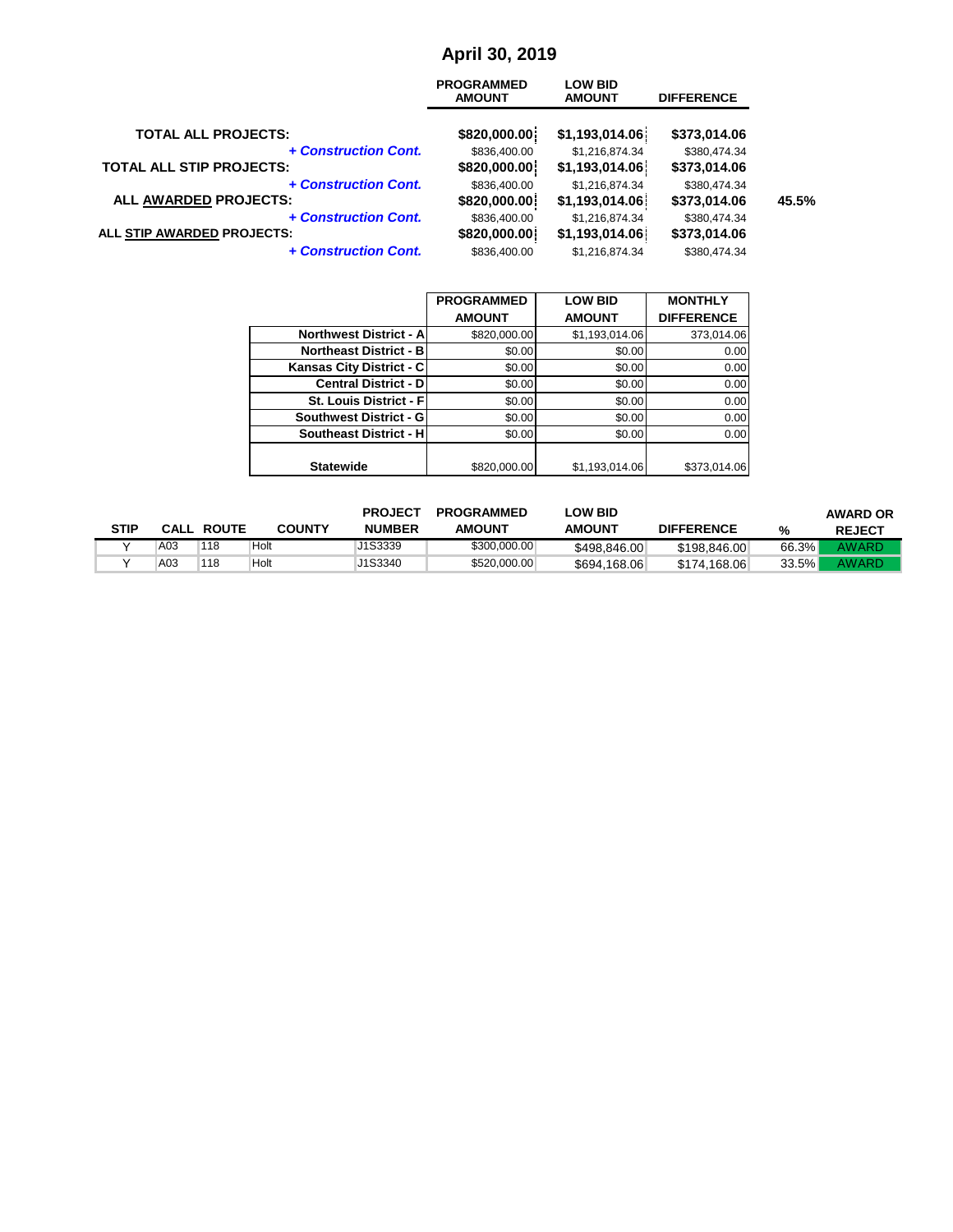## April 30, 2019

| | PROGRAMMED AMOUNT | LOW BID AMOUNT | DIFFERENCE | |
|---|---|---|---|---|
| **TOTAL ALL PROJECTS:** | **$820,000.00** | **$1,193,014.06** | **$373,014.06** | |
| ***+ Construction Cont.*** | $836,400.00 | $1,216,874.34 | $380,474.34 | |
| **TOTAL ALL STIP PROJECTS:** | **$820,000.00** | **$1,193,014.06** | **$373,014.06** | |
| ***+ Construction Cont.*** | $836,400.00 | $1,216,874.34 | $380,474.34 | |
| **ALL AWARDED PROJECTS:** | **$820,000.00** | **$1,193,014.06** | **$373,014.06** | **45.5%** |
| ***+ Construction Cont.*** | $836,400.00 | $1,216,874.34 | $380,474.34 | |
| **ALL STIP AWARDED PROJECTS:** | **$820,000.00** | **$1,193,014.06** | **$373,014.06** | |
| ***+ Construction Cont.*** | $836,400.00 | $1,216,874.34 | $380,474.34 | |

| | PROGRAMMED AMOUNT | LOW BID AMOUNT | MONTHLY DIFFERENCE |
|---|---|---|---|
| **Northwest District - A** | $820,000.00 | $1,193,014.06 | 373,014.06 |
| **Northeast District - B** | $0.00 | $0.00 | 0.00 |
| **Kansas City District - C** | $0.00 | $0.00 | 0.00 |
| **Central District - D** | $0.00 | $0.00 | 0.00 |
| **St. Louis District - F** | $0.00 | $0.00 | 0.00 |
| **Southwest District - G** | $0.00 | $0.00 | 0.00 |
| **Southeast District - H** | $0.00 | $0.00 | 0.00 |
| **Statewide** | $820,000.00 | $1,193,014.06 | $373,014.06 |

| STIP | CALL | ROUTE | COUNTY | PROJECT NUMBER | PROGRAMMED AMOUNT | LOW BID AMOUNT | DIFFERENCE | % | AWARD OR REJECT |
|---|---|---|---|---|---|---|---|---|---|
| Y | A03 | 118 | Holt | J1S3339 | $300,000.00 | $498,846.00 | $198,846.00 | 66.3% | AWARD |
| Y | A03 | 118 | Holt | J1S3340 | $520,000.00 | $694,168.06 | $174,168.06 | 33.5% | AWARD |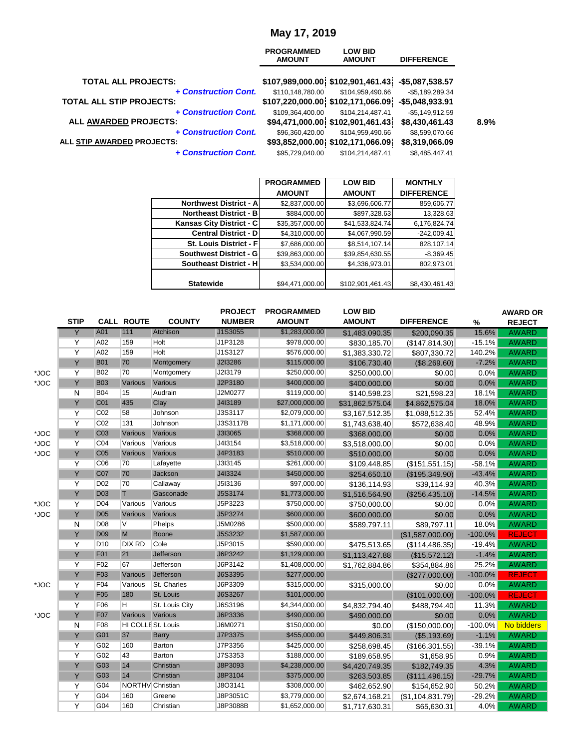# May 17, 2019

| | PROGRAMMED AMOUNT | LOW BID AMOUNT | DIFFERENCE | |
|---|---|---|---|---|
| **TOTAL ALL PROJECTS:** | **$107,989,000.00** | **$102,901,461.43** | **-$5,087,538.57** | |
| ***+ Construction Cont.*** | $110,148,780.00 | $104,959,490.66 | -$5,189,289.34 | |
| **TOTAL ALL STIP PROJECTS:** | **$107,220,000.00** | **$102,171,066.09** | **-$5,048,933.91** | |
| ***+ Construction Cont.*** | $109,364,400.00 | $104,214,487.41 | -$5,149,912.59 | |
| **ALL AWARDED PROJECTS:** | **$94,471,000.00** | **$102,901,461.43** | **$8,430,461.43** | **8.9%** |
| ***+ Construction Cont.*** | $96,360,420.00 | $104,959,490.66 | $8,599,070.66 | |
| **ALL STIP AWARDED PROJECTS:** | **$93,852,000.00** | **$102,171,066.09** | **$8,319,066.09** | |
| ***+ Construction Cont.*** | $95,729,040.00 | $104,214,487.41 | $8,485,447.41 | |

| | PROGRAMMED AMOUNT | LOW BID AMOUNT | MONTHLY DIFFERENCE |
|---|---|---|---|
| **Northwest District - A** | $2,837,000.00 | $3,696,606.77 | 859,606.77 |
| **Northeast District - B** | $884,000.00 | $897,328.63 | 13,328.63 |
| **Kansas City District - C** | $35,357,000.00 | $41,533,824.74 | 6,176,824.74 |
| **Central District - D** | $4,310,000.00 | $4,067,990.59 | -242,009.41 |
| **St. Louis District - F** | $7,686,000.00 | $8,514,107.14 | 828,107.14 |
| **Southwest District - G** | $39,863,000.00 | $39,854,630.55 | -8,369.45 |
| **Southeast District - H** | $3,534,000.00 | $4,336,973.01 | 802,973.01 |
| **Statewide** | $94,471,000.00 | $102,901,461.43 | $8,430,461.43 |

| | STIP | CALL | ROUTE | COUNTY | PROJECT NUMBER | PROGRAMMED AMOUNT | LOW BID AMOUNT | DIFFERENCE | % | AWARD OR REJECT |
|---|---|---|---|---|---|---|---|---|---|---|
| | Y | A01 | 111 | Atchison | J1S3055 | $1,283,000.00 | $1,483,090.35 | $200,090.35 | 15.6% | AWARD |
| | Y | A02 | 159 | Holt | J1P3128 | $978,000.00 | $830,185.70 | ($147,814.30) | -15.1% | AWARD |
| | Y | A02 | 159 | Holt | J1S3127 | $576,000.00 | $1,383,330.72 | $807,330.72 | 140.2% | AWARD |
| | Y | B01 | 70 | Montgomery | J2I3286 | $115,000.00 | $106,730.40 | ($8,269.60) | -7.2% | AWARD |
| *JOC | Y | B02 | 70 | Montgomery | J2I3179 | $250,000.00 | $250,000.00 | $0.00 | 0.0% | AWARD |
| *JOC | Y | B03 | Various | Various | J2P3180 | $400,000.00 | $400,000.00 | $0.00 | 0.0% | AWARD |
| | N | B04 | 15 | Audrain | J2M0277 | $119,000.00 | $140,598.23 | $21,598.23 | 18.1% | AWARD |
| | Y | C01 | 435 | Clay | J4I3189 | $27,000,000.00 | $31,862,575.04 | $4,862,575.04 | 18.0% | AWARD |
| | Y | C02 | 58 | Johnson | J3S3117 | $2,079,000.00 | $3,167,512.35 | $1,088,512.35 | 52.4% | AWARD |
| | Y | C02 | 131 | Johnson | J3S3117B | $1,171,000.00 | $1,743,638.40 | $572,638.40 | 48.9% | AWARD |
| *JOC | Y | C03 | Various | Various | J3I3065 | $368,000.00 | $368,000.00 | $0.00 | 0.0% | AWARD |
| *JOC | Y | C04 | Various | Various | J4I3154 | $3,518,000.00 | $3,518,000.00 | $0.00 | 0.0% | AWARD |
| *JOC | Y | C05 | Various | Various | J4P3183 | $510,000.00 | $510,000.00 | $0.00 | 0.0% | AWARD |
| | Y | C06 | 70 | Lafayette | J3I3145 | $261,000.00 | $109,448.85 | ($151,551.15) | -58.1% | AWARD |
| | Y | C07 | 70 | Jackson | J4I3324 | $450,000.00 | $254,650.10 | ($195,349.90) | -43.4% | AWARD |
| | Y | D02 | 70 | Callaway | J5I3136 | $97,000.00 | $136,114.93 | $39,114.93 | 40.3% | AWARD |
| | Y | D03 | T | Gasconade | J5S3174 | $1,773,000.00 | $1,516,564.90 | ($256,435.10) | -14.5% | AWARD |
| *JOC | Y | D04 | Various | Various | J5P3223 | $750,000.00 | $750,000.00 | $0.00 | 0.0% | AWARD |
| *JOC | Y | D05 | Various | Various | J5P3274 | $600,000.00 | $600,000.00 | $0.00 | 0.0% | AWARD |
| | N | D08 | V | Phelps | J5M0286 | $500,000.00 | $589,797.11 | $89,797.11 | 18.0% | AWARD |
| | Y | D09 | M | Boone | J5S3232 | $1,587,000.00 | | ($1,587,000.00) | -100.0% | REJECT |
| | Y | D10 | DIX RD | Cole | J5P3015 | $590,000.00 | $475,513.65 | ($114,486.35) | -19.4% | AWARD |
| | Y | F01 | 21 | Jefferson | J6P3242 | $1,129,000.00 | $1,113,427.88 | ($15,572.12) | -1.4% | AWARD |
| | Y | F02 | 67 | Jefferson | J6P3142 | $1,408,000.00 | $1,762,884.86 | $354,884.86 | 25.2% | AWARD |
| | Y | F03 | Various | Jefferson | J6S3395 | $277,000.00 | | ($277,000.00) | -100.0% | REJECT |
| *JOC | Y | F04 | Various | St. Charles | J6P3309 | $315,000.00 | $315,000.00 | $0.00 | 0.0% | AWARD |
| | Y | F05 | 180 | St. Louis | J6S3267 | $101,000.00 | | ($101,000.00) | -100.0% | REJECT |
| | Y | F06 | H | St. Louis City | J6S3196 | $4,344,000.00 | $4,832,794.40 | $488,794.40 | 11.3% | AWARD |
| *JOC | Y | F07 | Various | Various | J6P3336 | $490,000.00 | $490,000.00 | $0.00 | 0.0% | AWARD |
| | N | F08 | HI COLLE | St. Louis | J6M0271 | $150,000.00 | $0.00 | ($150,000.00) | -100.0% | No bidders |
| | Y | G01 | 37 | Barry | J7P3375 | $455,000.00 | $449,806.31 | ($5,193.69) | -1.1% | AWARD |
| | Y | G02 | 160 | Barton | J7P3356 | $425,000.00 | $258,698.45 | ($166,301.55) | -39.1% | AWARD |
| | Y | G02 | 43 | Barton | J7S3353 | $188,000.00 | $189,658.95 | $1,658.95 | 0.9% | AWARD |
| | Y | G03 | 14 | Christian | J8P3093 | $4,238,000.00 | $4,420,749.35 | $182,749.35 | 4.3% | AWARD |
| | Y | G03 | 14 | Christian | J8P3104 | $375,000.00 | $263,503.85 | ($111,496.15) | -29.7% | AWARD |
| | Y | G04 | NORTHV | Christian | J8O3141 | $308,000.00 | $462,652.90 | $154,652.90 | 50.2% | AWARD |
| | Y | G04 | 160 | Greene | J8P3051C | $3,779,000.00 | $2,674,168.21 | ($1,104,831.79) | -29.2% | AWARD |
| | Y | G04 | 160 | Christian | J8P3088B | $1,652,000.00 | $1,717,630.31 | $65,630.31 | 4.0% | AWARD |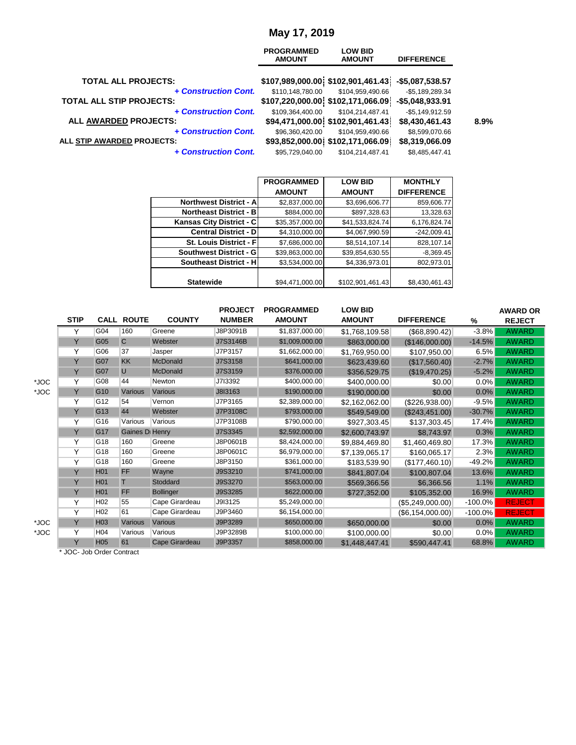## May 17, 2019

| | PROGRAMMED AMOUNT | LOW BID AMOUNT | DIFFERENCE | |
|---|---|---|---|---|
| **TOTAL ALL PROJECTS:** | $107,989,000.00 | $102,901,461.43 | -$5,087,538.57 | |
| ***+ Construction Cont.*** | $110,148,780.00 | $104,959,490.66 | -$5,189,289.34 | |
| **TOTAL ALL STIP PROJECTS:** | $107,220,000.00 | $102,171,066.09 | -$5,048,933.91 | |
| ***+ Construction Cont.*** | $109,364,400.00 | $104,214,487.41 | -$5,149,912.59 | |
| **ALL AWARDED PROJECTS:** | $94,471,000.00 | $102,901,461.43 | $8,430,461.43 | 8.9% |
| ***+ Construction Cont.*** | $96,360,420.00 | $104,959,490.66 | $8,599,070.66 | |
| **ALL STIP AWARDED PROJECTS:** | $93,852,000.00 | $102,171,066.09 | $8,319,066.09 | |
| ***+ Construction Cont.*** | $95,729,040.00 | $104,214,487.41 | $8,485,447.41 | |

| | PROGRAMMED AMOUNT | LOW BID AMOUNT | MONTHLY DIFFERENCE |
|---|---|---|---|
| **Northwest District - A** | $2,837,000.00 | $3,696,606.77 | 859,606.77 |
| **Northeast District - B** | $884,000.00 | $897,328.63 | 13,328.63 |
| **Kansas City District - C** | $35,357,000.00 | $41,533,824.74 | 6,176,824.74 |
| **Central District - D** | $4,310,000.00 | $4,067,990.59 | -242,009.41 |
| **St. Louis District - F** | $7,686,000.00 | $8,514,107.14 | 828,107.14 |
| **Southwest District - G** | $39,863,000.00 | $39,854,630.55 | -8,369.45 |
| **Southeast District - H** | $3,534,000.00 | $4,336,973.01 | 802,973.01 |
| **Statewide** | $94,471,000.00 | $102,901,461.43 | $8,430,461.43 |

| | STIP | CALL | ROUTE | COUNTY | PROJECT NUMBER | PROGRAMMED AMOUNT | LOW BID AMOUNT | DIFFERENCE | % | AWARD OR REJECT |
|---|---|---|---|---|---|---|---|---|---|---|
| | Y | G04 | 160 | Greene | J8P3091B | $1,837,000.00 | $1,768,109.58 | ($68,890.42) | -3.8% | AWARD |
| | Y | G05 | C | Webster | J7S3146B | $1,009,000.00 | $863,000.00 | ($146,000.00) | -14.5% | AWARD |
| | Y | G06 | 37 | Jasper | J7P3157 | $1,662,000.00 | $1,769,950.00 | $107,950.00 | 6.5% | AWARD |
| | Y | G07 | KK | McDonald | J7S3158 | $641,000.00 | $623,439.60 | ($17,560.40) | -2.7% | AWARD |
| | Y | G07 | U | McDonald | J7S3159 | $376,000.00 | $356,529.75 | ($19,470.25) | -5.2% | AWARD |
| *JOC | Y | G08 | 44 | Newton | J7I3392 | $400,000.00 | $400,000.00 | $0.00 | 0.0% | AWARD |
| *JOC | Y | G10 | Various | Various | J8I3163 | $190,000.00 | $190,000.00 | $0.00 | 0.0% | AWARD |
| | Y | G12 | 54 | Vernon | J7P3165 | $2,389,000.00 | $2,162,062.00 | ($226,938.00) | -9.5% | AWARD |
| | Y | G13 | 44 | Webster | J7P3108C | $793,000.00 | $549,549.00 | ($243,451.00) | -30.7% | AWARD |
| | Y | G16 | Various | Various | J7P3108B | $790,000.00 | $927,303.45 | $137,303.45 | 17.4% | AWARD |
| | Y | G17 | Gaines Di | Henry | J7S3345 | $2,592,000.00 | $2,600,743.97 | $8,743.97 | 0.3% | AWARD |
| | Y | G18 | 160 | Greene | J8P0601B | $8,424,000.00 | $9,884,469.80 | $1,460,469.80 | 17.3% | AWARD |
| | Y | G18 | 160 | Greene | J8P0601C | $6,979,000.00 | $7,139,065.17 | $160,065.17 | 2.3% | AWARD |
| | Y | G18 | 160 | Greene | J8P3150 | $361,000.00 | $183,539.90 | ($177,460.10) | -49.2% | AWARD |
| | Y | H01 | FF | Wayne | J9S3210 | $741,000.00 | $841,807.04 | $100,807.04 | 13.6% | AWARD |
| | Y | H01 | T | Stoddard | J9S3270 | $563,000.00 | $569,366.56 | $6,366.56 | 1.1% | AWARD |
| | Y | H01 | FF | Bollinger | J9S3285 | $622,000.00 | $727,352.00 | $105,352.00 | 16.9% | AWARD |
| | Y | H02 | 55 | Cape Girardeau | J9I3125 | $5,249,000.00 | | ($5,249,000.00) | -100.0% | REJECT |
| | Y | H02 | 61 | Cape Girardeau | J9P3460 | $6,154,000.00 | | ($6,154,000.00) | -100.0% | REJECT |
| *JOC | Y | H03 | Various | Various | J9P3289 | $650,000.00 | $650,000.00 | $0.00 | 0.0% | AWARD |
| *JOC | Y | H04 | Various | Various | J9P3289B | $100,000.00 | $100,000.00 | $0.00 | 0.0% | AWARD |
| | Y | H05 | 61 | Cape Girardeau | J9P3357 | $858,000.00 | $1,448,447.41 | $590,447.41 | 68.8% | AWARD |

* JOC- Job Order Contract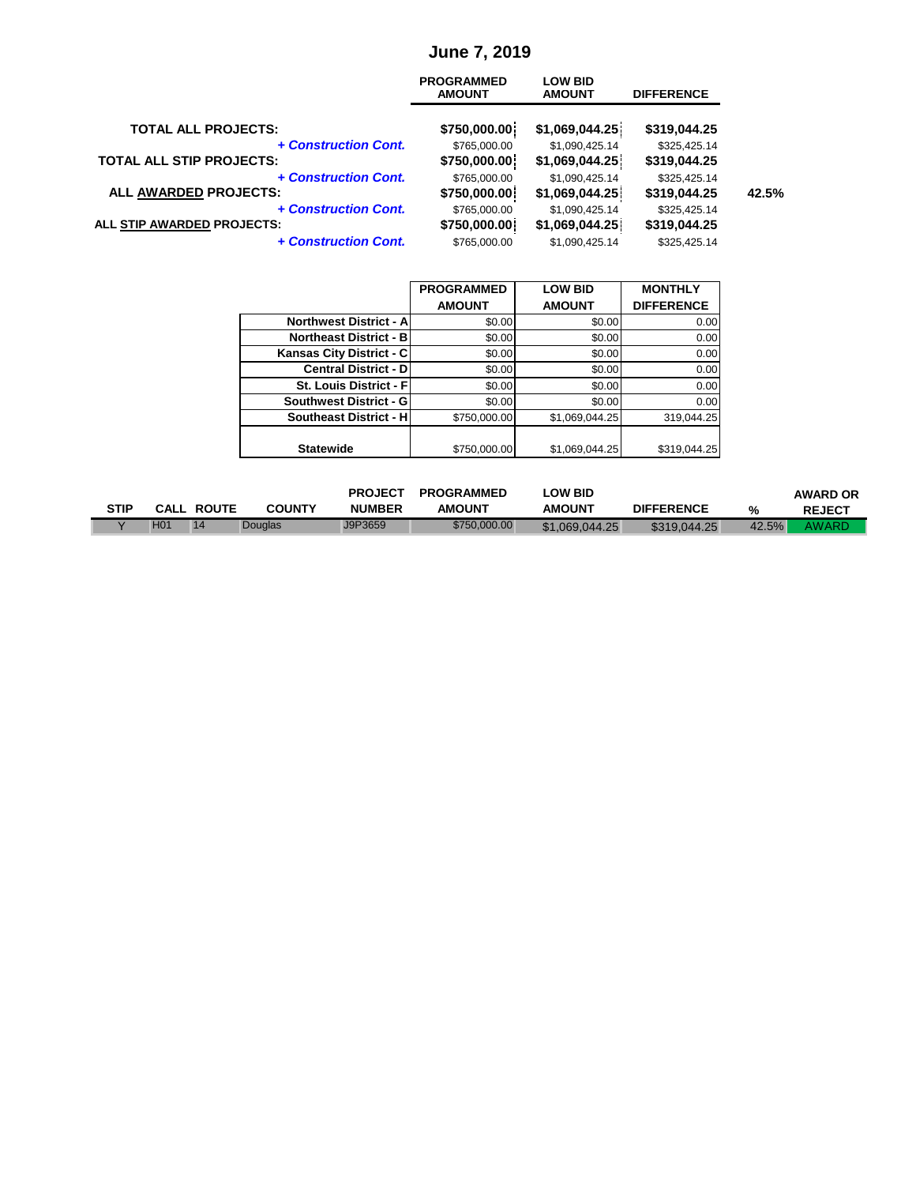## June 7, 2019

| | PROGRAMMED AMOUNT | LOW BID AMOUNT | DIFFERENCE | |
|---|---|---|---|---|
| **TOTAL ALL PROJECTS:** | **$750,000.00** | **$1,069,044.25** | **$319,044.25** | |
| ***+ Construction Cont.*** | $765,000.00 | $1,090,425.14 | $325,425.14 | |
| **TOTAL ALL STIP PROJECTS:** | **$750,000.00** | **$1,069,044.25** | **$319,044.25** | |
| ***+ Construction Cont.*** | $765,000.00 | $1,090,425.14 | $325,425.14 | |
| **ALL AWARDED PROJECTS:** | **$750,000.00** | **$1,069,044.25** | **$319,044.25** | **42.5%** |
| ***+ Construction Cont.*** | $765,000.00 | $1,090,425.14 | $325,425.14 | |
| **ALL STIP AWARDED PROJECTS:** | **$750,000.00** | **$1,069,044.25** | **$319,044.25** | |
| ***+ Construction Cont.*** | $765,000.00 | $1,090,425.14 | $325,425.14 | |

| | PROGRAMMED AMOUNT | LOW BID AMOUNT | MONTHLY DIFFERENCE |
|---|---|---|---|
| **Northwest District - A** | $0.00 | $0.00 | 0.00 |
| **Northeast District - B** | $0.00 | $0.00 | 0.00 |
| **Kansas City District - C** | $0.00 | $0.00 | 0.00 |
| **Central District - D** | $0.00 | $0.00 | 0.00 |
| **St. Louis District - F** | $0.00 | $0.00 | 0.00 |
| **Southwest District - G** | $0.00 | $0.00 | 0.00 |
| **Southeast District - H** | $750,000.00 | $1,069,044.25 | 319,044.25 |
| **Statewide** | $750,000.00 | $1,069,044.25 | $319,044.25 |

| STIP | CALL | ROUTE | COUNTY | PROJECT NUMBER | PROGRAMMED AMOUNT | LOW BID AMOUNT | DIFFERENCE | % | AWARD OR REJECT |
|---|---|---|---|---|---|---|---|---|---|
| Y | H01 | 14 | Douglas | J9P3659 | $750,000.00 | $1,069,044.25 | $319,044.25 | 42.5% | AWARD |